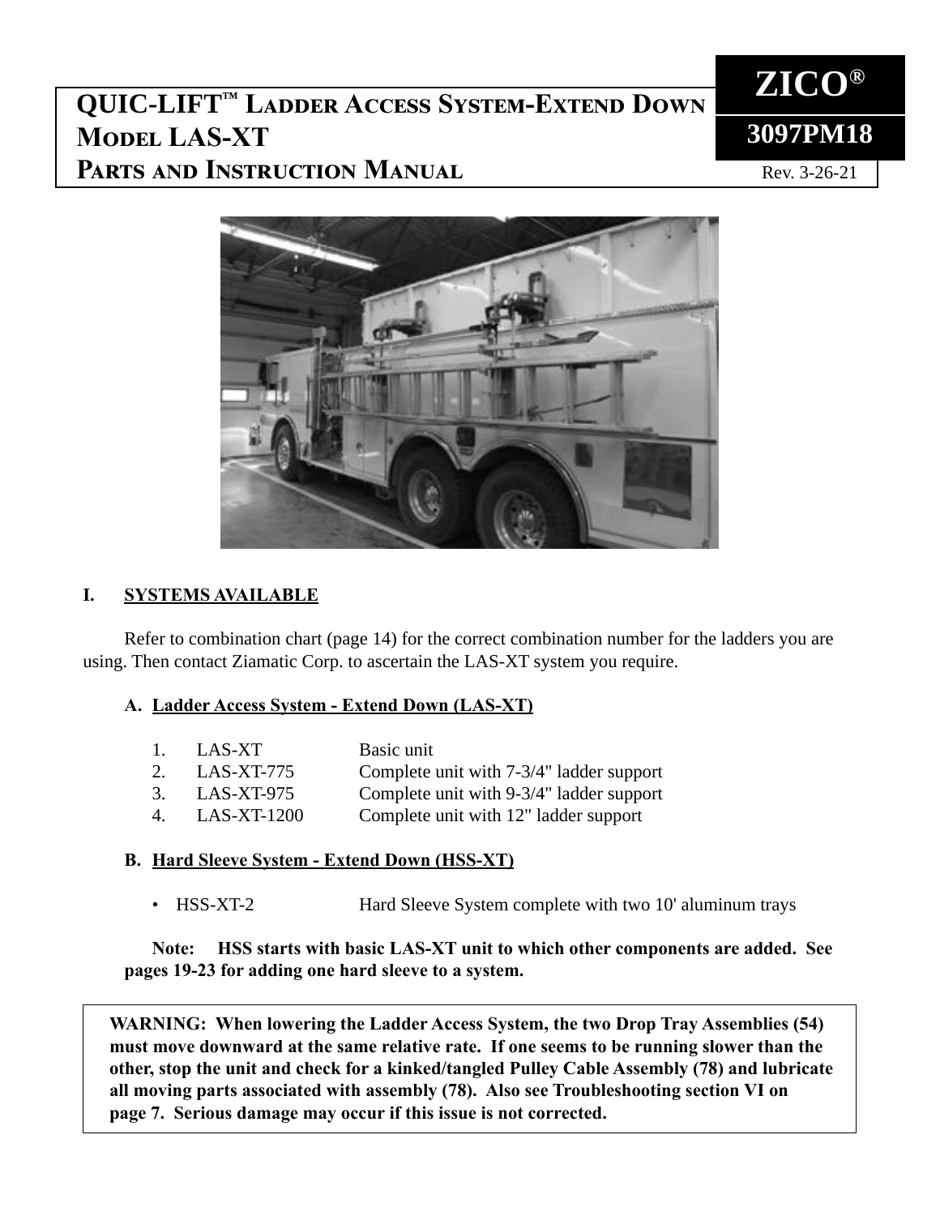# QUIC-LIFT™ Ladder Access System-Extend Down Model LAS-XT Parts and Instruction Manual

**ZICO®**

**3097PM18**

Rev. 3-26-21

## I. SYSTEMS AVAILABLE

Refer to combination chart (page 14) for the correct combination number for the ladders you are using. Then contact Ziamatic Corp. to ascertain the LAS-XT system you require.

### A. Ladder Access System - Extend Down (LAS-XT)

1. LAS-XT — Basic unit
2. LAS-XT-775 — Complete unit with 7-3/4" ladder support
3. LAS-XT-975 — Complete unit with 9-3/4" ladder support
4. LAS-XT-1200 — Complete unit with 12" ladder support

### B. Hard Sleeve System - Extend Down (HSS-XT)

- HSS-XT-2 — Hard Sleeve System complete with two 10' aluminum trays

**Note: HSS starts with basic LAS-XT unit to which other components are added. See pages 19-23 for adding one hard sleeve to a system.**

**WARNING: When lowering the Ladder Access System, the two Drop Tray Assemblies (54) must move downward at the same relative rate. If one seems to be running slower than the other, stop the unit and check for a kinked/tangled Pulley Cable Assembly (78) and lubricate all moving parts associated with assembly (78). Also see Troubleshooting section VI on page 7. Serious damage may occur if this issue is not corrected.**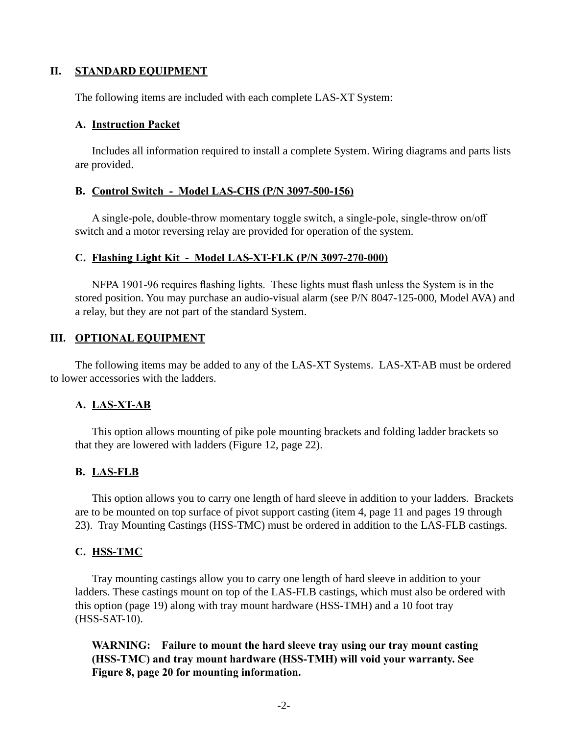## II. STANDARD EQUIPMENT

The following items are included with each complete LAS-XT System:

### A. Instruction Packet

Includes all information required to install a complete System. Wiring diagrams and parts lists are provided.

### B. Control Switch - Model LAS-CHS (P/N 3097-500-156)

A single-pole, double-throw momentary toggle switch, a single-pole, single-throw on/off switch and a motor reversing relay are provided for operation of the system.

### C. Flashing Light Kit - Model LAS-XT-FLK (P/N 3097-270-000)

NFPA 1901-96 requires flashing lights. These lights must flash unless the System is in the stored position. You may purchase an audio-visual alarm (see P/N 8047-125-000, Model AVA) and a relay, but they are not part of the standard System.

## III. OPTIONAL EQUIPMENT

The following items may be added to any of the LAS-XT Systems. LAS-XT-AB must be ordered to lower accessories with the ladders.

### A. LAS-XT-AB

This option allows mounting of pike pole mounting brackets and folding ladder brackets so that they are lowered with ladders (Figure 12, page 22).

### B. LAS-FLB

This option allows you to carry one length of hard sleeve in addition to your ladders. Brackets are to be mounted on top surface of pivot support casting (item 4, page 11 and pages 19 through 23). Tray Mounting Castings (HSS-TMC) must be ordered in addition to the LAS-FLB castings.

### C. HSS-TMC

Tray mounting castings allow you to carry one length of hard sleeve in addition to your ladders. These castings mount on top of the LAS-FLB castings, which must also be ordered with this option (page 19) along with tray mount hardware (HSS-TMH) and a 10 foot tray (HSS-SAT-10).

**WARNING: Failure to mount the hard sleeve tray using our tray mount casting (HSS-TMC) and tray mount hardware (HSS-TMH) will void your warranty. See Figure 8, page 20 for mounting information.**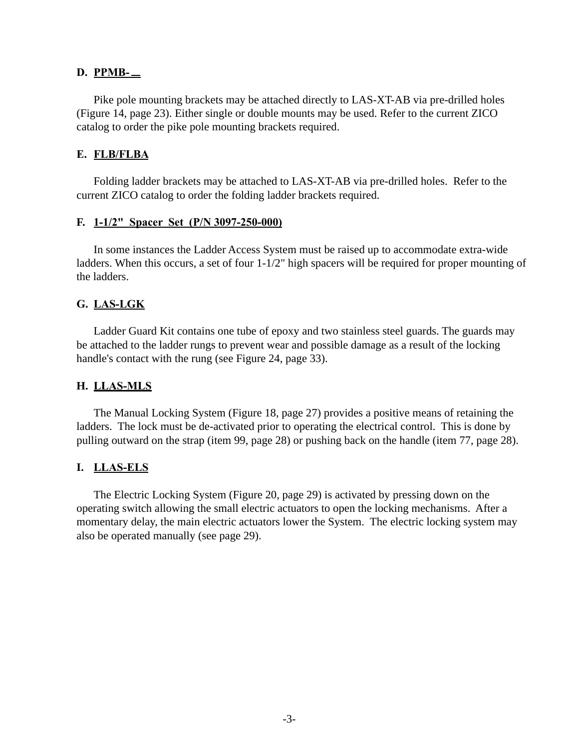**D. PPMB- __**

Pike pole mounting brackets may be attached directly to LAS-XT-AB via pre-drilled holes (Figure 14, page 23). Either single or double mounts may be used. Refer to the current ZICO catalog to order the pike pole mounting brackets required.

**E. FLB/FLBA**

Folding ladder brackets may be attached to LAS-XT-AB via pre-drilled holes. Refer to the current ZICO catalog to order the folding ladder brackets required.

**F. 1-1/2" Spacer Set (P/N 3097-250-000)**

In some instances the Ladder Access System must be raised up to accommodate extra-wide ladders. When this occurs, a set of four 1-1/2" high spacers will be required for proper mounting of the ladders.

**G. LAS-LGK**

Ladder Guard Kit contains one tube of epoxy and two stainless steel guards. The guards may be attached to the ladder rungs to prevent wear and possible damage as a result of the locking handle's contact with the rung (see Figure 24, page 33).

**H. LLAS-MLS**

The Manual Locking System (Figure 18, page 27) provides a positive means of retaining the ladders. The lock must be de-activated prior to operating the electrical control. This is done by pulling outward on the strap (item 99, page 28) or pushing back on the handle (item 77, page 28).

**I. LLAS-ELS**

The Electric Locking System (Figure 20, page 29) is activated by pressing down on the operating switch allowing the small electric actuators to open the locking mechanisms. After a momentary delay, the main electric actuators lower the System. The electric locking system may also be operated manually (see page 29).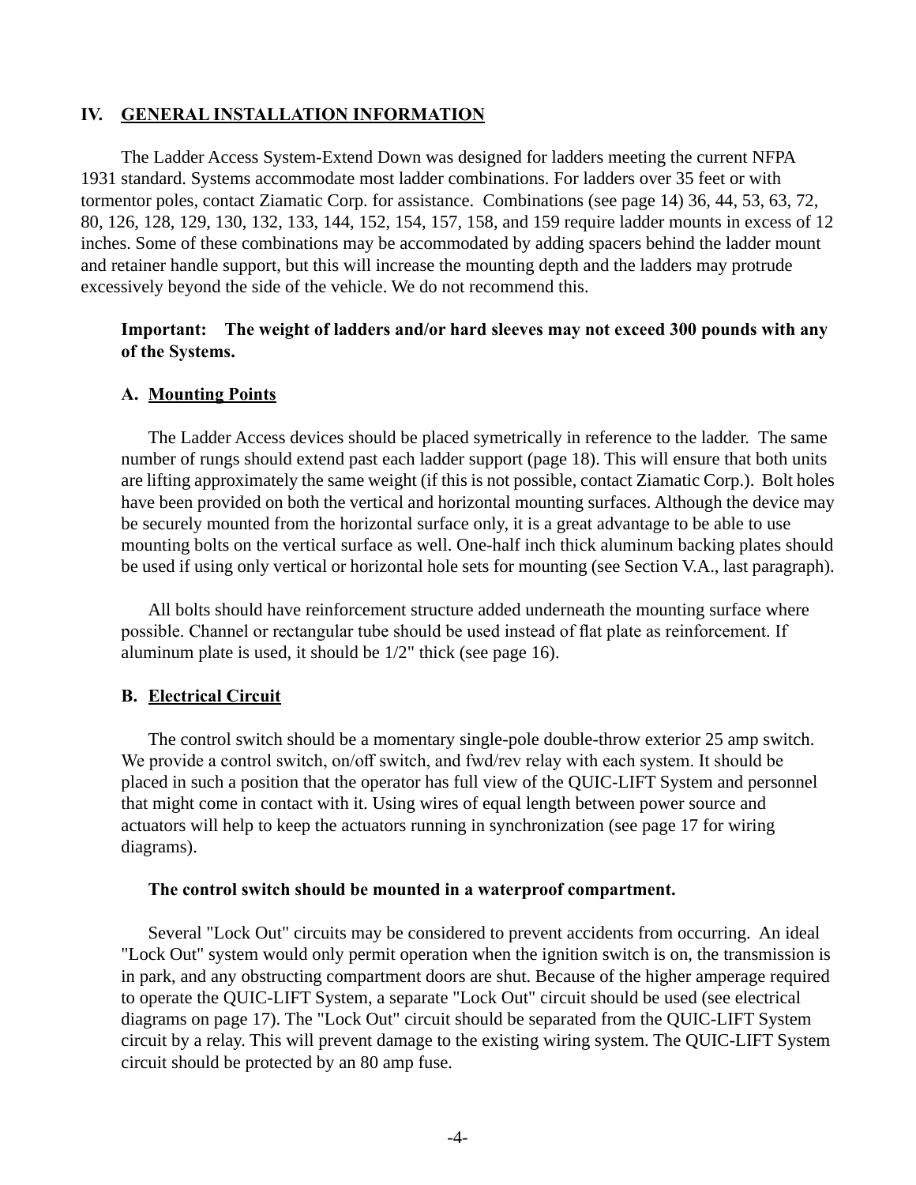## IV. GENERAL INSTALLATION INFORMATION

The Ladder Access System-Extend Down was designed for ladders meeting the current NFPA 1931 standard. Systems accommodate most ladder combinations. For ladders over 35 feet or with tormentor poles, contact Ziamatic Corp. for assistance. Combinations (see page 14) 36, 44, 53, 63, 72, 80, 126, 128, 129, 130, 132, 133, 144, 152, 154, 157, 158, and 159 require ladder mounts in excess of 12 inches. Some of these combinations may be accommodated by adding spacers behind the ladder mount and retainer handle support, but this will increase the mounting depth and the ladders may protrude excessively beyond the side of the vehicle. We do not recommend this.

**Important: The weight of ladders and/or hard sleeves may not exceed 300 pounds with any of the Systems.**

### A. Mounting Points

The Ladder Access devices should be placed symetrically in reference to the ladder. The same number of rungs should extend past each ladder support (page 18). This will ensure that both units are lifting approximately the same weight (if this is not possible, contact Ziamatic Corp.). Bolt holes have been provided on both the vertical and horizontal mounting surfaces. Although the device may be securely mounted from the horizontal surface only, it is a great advantage to be able to use mounting bolts on the vertical surface as well. One-half inch thick aluminum backing plates should be used if using only vertical or horizontal hole sets for mounting (see Section V.A., last paragraph).

All bolts should have reinforcement structure added underneath the mounting surface where possible. Channel or rectangular tube should be used instead of flat plate as reinforcement. If aluminum plate is used, it should be 1/2" thick (see page 16).

### B. Electrical Circuit

The control switch should be a momentary single-pole double-throw exterior 25 amp switch. We provide a control switch, on/off switch, and fwd/rev relay with each system. It should be placed in such a position that the operator has full view of the QUIC-LIFT System and personnel that might come in contact with it. Using wires of equal length between power source and actuators will help to keep the actuators running in synchronization (see page 17 for wiring diagrams).

**The control switch should be mounted in a waterproof compartment.**

Several "Lock Out" circuits may be considered to prevent accidents from occurring. An ideal "Lock Out" system would only permit operation when the ignition switch is on, the transmission is in park, and any obstructing compartment doors are shut. Because of the higher amperage required to operate the QUIC-LIFT System, a separate "Lock Out" circuit should be used (see electrical diagrams on page 17). The "Lock Out" circuit should be separated from the QUIC-LIFT System circuit by a relay. This will prevent damage to the existing wiring system. The QUIC-LIFT System circuit should be protected by an 80 amp fuse.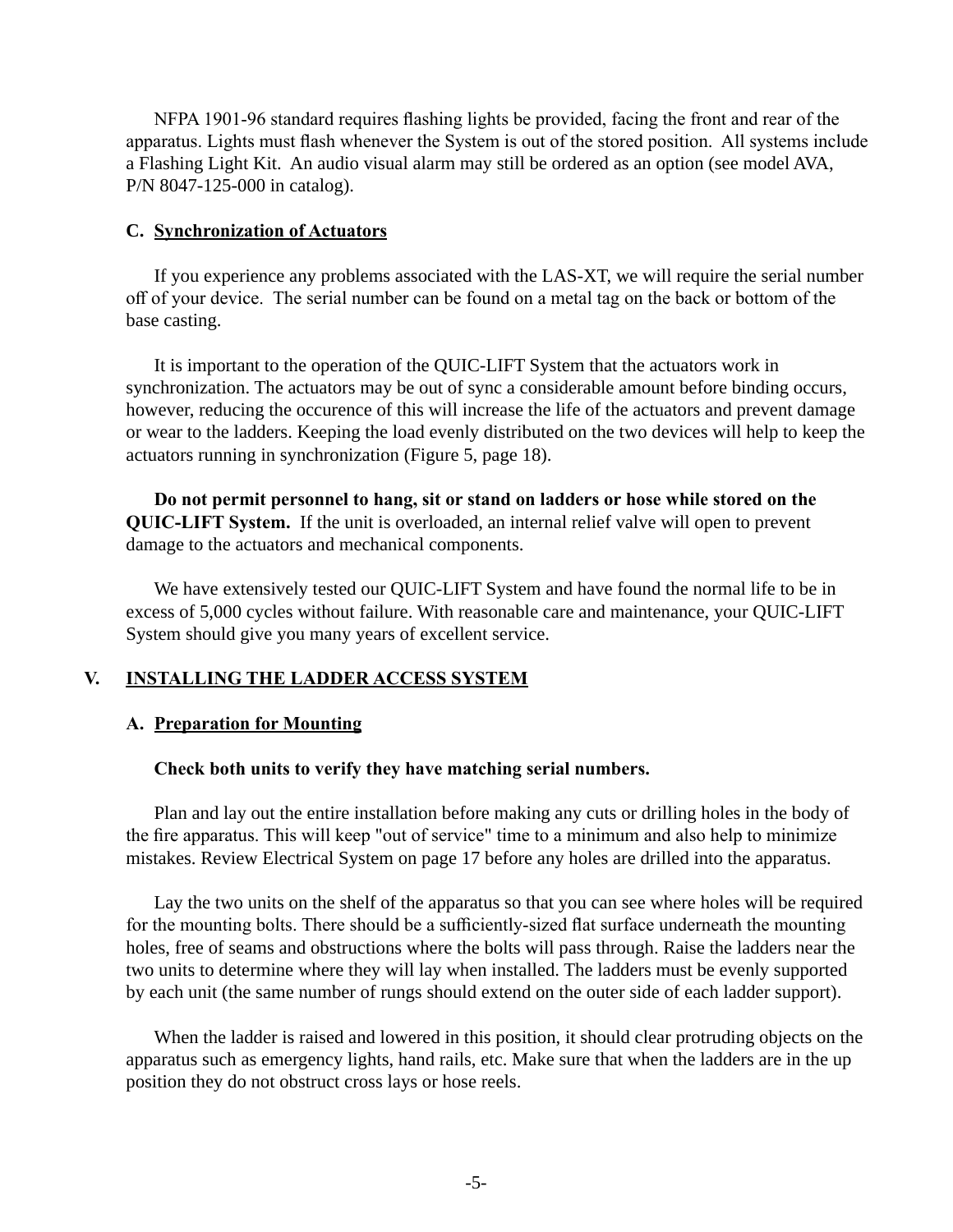NFPA 1901-96 standard requires flashing lights be provided, facing the front and rear of the apparatus. Lights must flash whenever the System is out of the stored position. All systems include a Flashing Light Kit. An audio visual alarm may still be ordered as an option (see model AVA, P/N 8047-125-000 in catalog).

### C. Synchronization of Actuators

If you experience any problems associated with the LAS-XT, we will require the serial number off of your device. The serial number can be found on a metal tag on the back or bottom of the base casting.

It is important to the operation of the QUIC-LIFT System that the actuators work in synchronization. The actuators may be out of sync a considerable amount before binding occurs, however, reducing the occurence of this will increase the life of the actuators and prevent damage or wear to the ladders. Keeping the load evenly distributed on the two devices will help to keep the actuators running in synchronization (Figure 5, page 18).

**Do not permit personnel to hang, sit or stand on ladders or hose while stored on the QUIC-LIFT System.** If the unit is overloaded, an internal relief valve will open to prevent damage to the actuators and mechanical components.

We have extensively tested our QUIC-LIFT System and have found the normal life to be in excess of 5,000 cycles without failure. With reasonable care and maintenance, your QUIC-LIFT System should give you many years of excellent service.

## V. INSTALLING THE LADDER ACCESS SYSTEM

### A. Preparation for Mounting

**Check both units to verify they have matching serial numbers.**

Plan and lay out the entire installation before making any cuts or drilling holes in the body of the fire apparatus. This will keep "out of service" time to a minimum and also help to minimize mistakes. Review Electrical System on page 17 before any holes are drilled into the apparatus.

Lay the two units on the shelf of the apparatus so that you can see where holes will be required for the mounting bolts. There should be a sufficiently-sized flat surface underneath the mounting holes, free of seams and obstructions where the bolts will pass through. Raise the ladders near the two units to determine where they will lay when installed. The ladders must be evenly supported by each unit (the same number of rungs should extend on the outer side of each ladder support).

When the ladder is raised and lowered in this position, it should clear protruding objects on the apparatus such as emergency lights, hand rails, etc. Make sure that when the ladders are in the up position they do not obstruct cross lays or hose reels.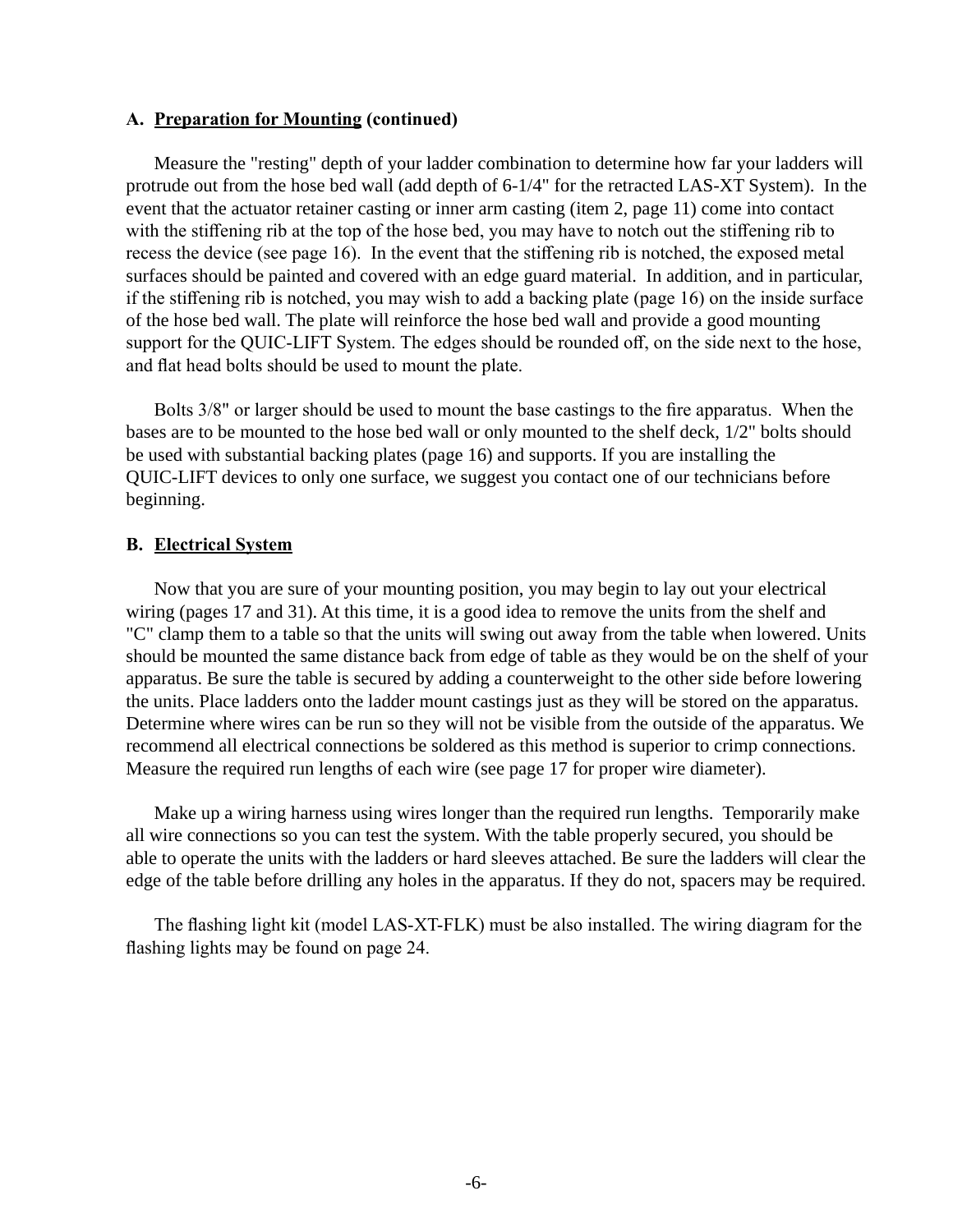### A. <u>Preparation for Mounting</u> (continued)

Measure the "resting" depth of your ladder combination to determine how far your ladders will protrude out from the hose bed wall (add depth of 6-1/4" for the retracted LAS-XT System). In the event that the actuator retainer casting or inner arm casting (item 2, page 11) come into contact with the stiffening rib at the top of the hose bed, you may have to notch out the stiffening rib to recess the device (see page 16). In the event that the stiffening rib is notched, the exposed metal surfaces should be painted and covered with an edge guard material. In addition, and in particular, if the stiffening rib is notched, you may wish to add a backing plate (page 16) on the inside surface of the hose bed wall. The plate will reinforce the hose bed wall and provide a good mounting support for the QUIC-LIFT System. The edges should be rounded off, on the side next to the hose, and flat head bolts should be used to mount the plate.

Bolts 3/8" or larger should be used to mount the base castings to the fire apparatus. When the bases are to be mounted to the hose bed wall or only mounted to the shelf deck, 1/2" bolts should be used with substantial backing plates (page 16) and supports. If you are installing the QUIC-LIFT devices to only one surface, we suggest you contact one of our technicians before beginning.

### B. <u>Electrical System</u>

Now that you are sure of your mounting position, you may begin to lay out your electrical wiring (pages 17 and 31). At this time, it is a good idea to remove the units from the shelf and "C" clamp them to a table so that the units will swing out away from the table when lowered. Units should be mounted the same distance back from edge of table as they would be on the shelf of your apparatus. Be sure the table is secured by adding a counterweight to the other side before lowering the units. Place ladders onto the ladder mount castings just as they will be stored on the apparatus. Determine where wires can be run so they will not be visible from the outside of the apparatus. We recommend all electrical connections be soldered as this method is superior to crimp connections. Measure the required run lengths of each wire (see page 17 for proper wire diameter).

Make up a wiring harness using wires longer than the required run lengths. Temporarily make all wire connections so you can test the system. With the table properly secured, you should be able to operate the units with the ladders or hard sleeves attached. Be sure the ladders will clear the edge of the table before drilling any holes in the apparatus. If they do not, spacers may be required.

The flashing light kit (model LAS-XT-FLK) must be also installed. The wiring diagram for the flashing lights may be found on page 24.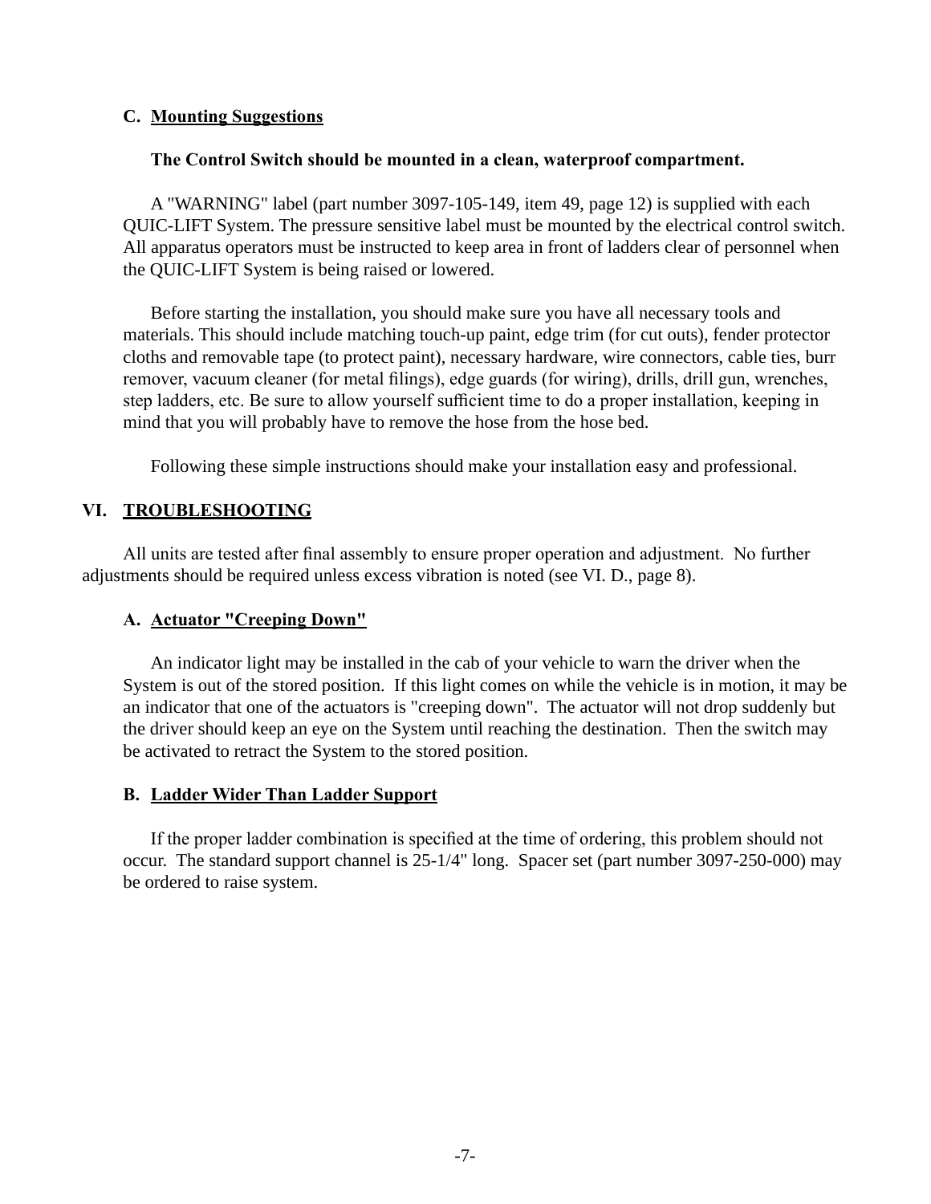### C. Mounting Suggestions

**The Control Switch should be mounted in a clean, waterproof compartment.**

A "WARNING" label (part number 3097-105-149, item 49, page 12) is supplied with each QUIC-LIFT System. The pressure sensitive label must be mounted by the electrical control switch. All apparatus operators must be instructed to keep area in front of ladders clear of personnel when the QUIC-LIFT System is being raised or lowered.

Before starting the installation, you should make sure you have all necessary tools and materials. This should include matching touch-up paint, edge trim (for cut outs), fender protector cloths and removable tape (to protect paint), necessary hardware, wire connectors, cable ties, burr remover, vacuum cleaner (for metal filings), edge guards (for wiring), drills, drill gun, wrenches, step ladders, etc. Be sure to allow yourself sufficient time to do a proper installation, keeping in mind that you will probably have to remove the hose from the hose bed.

Following these simple instructions should make your installation easy and professional.

## VI. TROUBLESHOOTING

All units are tested after final assembly to ensure proper operation and adjustment. No further adjustments should be required unless excess vibration is noted (see VI. D., page 8).

### A. Actuator "Creeping Down"

An indicator light may be installed in the cab of your vehicle to warn the driver when the System is out of the stored position. If this light comes on while the vehicle is in motion, it may be an indicator that one of the actuators is "creeping down". The actuator will not drop suddenly but the driver should keep an eye on the System until reaching the destination. Then the switch may be activated to retract the System to the stored position.

### B. Ladder Wider Than Ladder Support

If the proper ladder combination is specified at the time of ordering, this problem should not occur. The standard support channel is 25-1/4" long. Spacer set (part number 3097-250-000) may be ordered to raise system.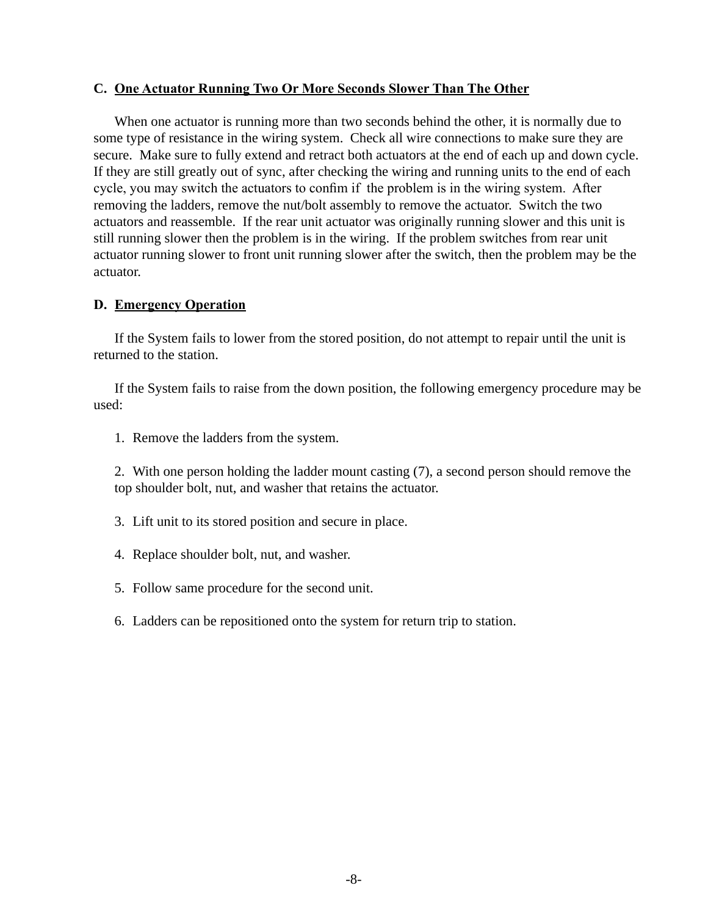### C. One Actuator Running Two Or More Seconds Slower Than The Other

When one actuator is running more than two seconds behind the other, it is normally due to some type of resistance in the wiring system. Check all wire connections to make sure they are secure. Make sure to fully extend and retract both actuators at the end of each up and down cycle. If they are still greatly out of sync, after checking the wiring and running units to the end of each cycle, you may switch the actuators to confim if the problem is in the wiring system. After removing the ladders, remove the nut/bolt assembly to remove the actuator. Switch the two actuators and reassemble. If the rear unit actuator was originally running slower and this unit is still running slower then the problem is in the wiring. If the problem switches from rear unit actuator running slower to front unit running slower after the switch, then the problem may be the actuator.

### D. Emergency Operation

If the System fails to lower from the stored position, do not attempt to repair until the unit is returned to the station.

If the System fails to raise from the down position, the following emergency procedure may be used:

1. Remove the ladders from the system.

2. With one person holding the ladder mount casting (7), a second person should remove the top shoulder bolt, nut, and washer that retains the actuator.

3. Lift unit to its stored position and secure in place.

4. Replace shoulder bolt, nut, and washer.

5. Follow same procedure for the second unit.

6. Ladders can be repositioned onto the system for return trip to station.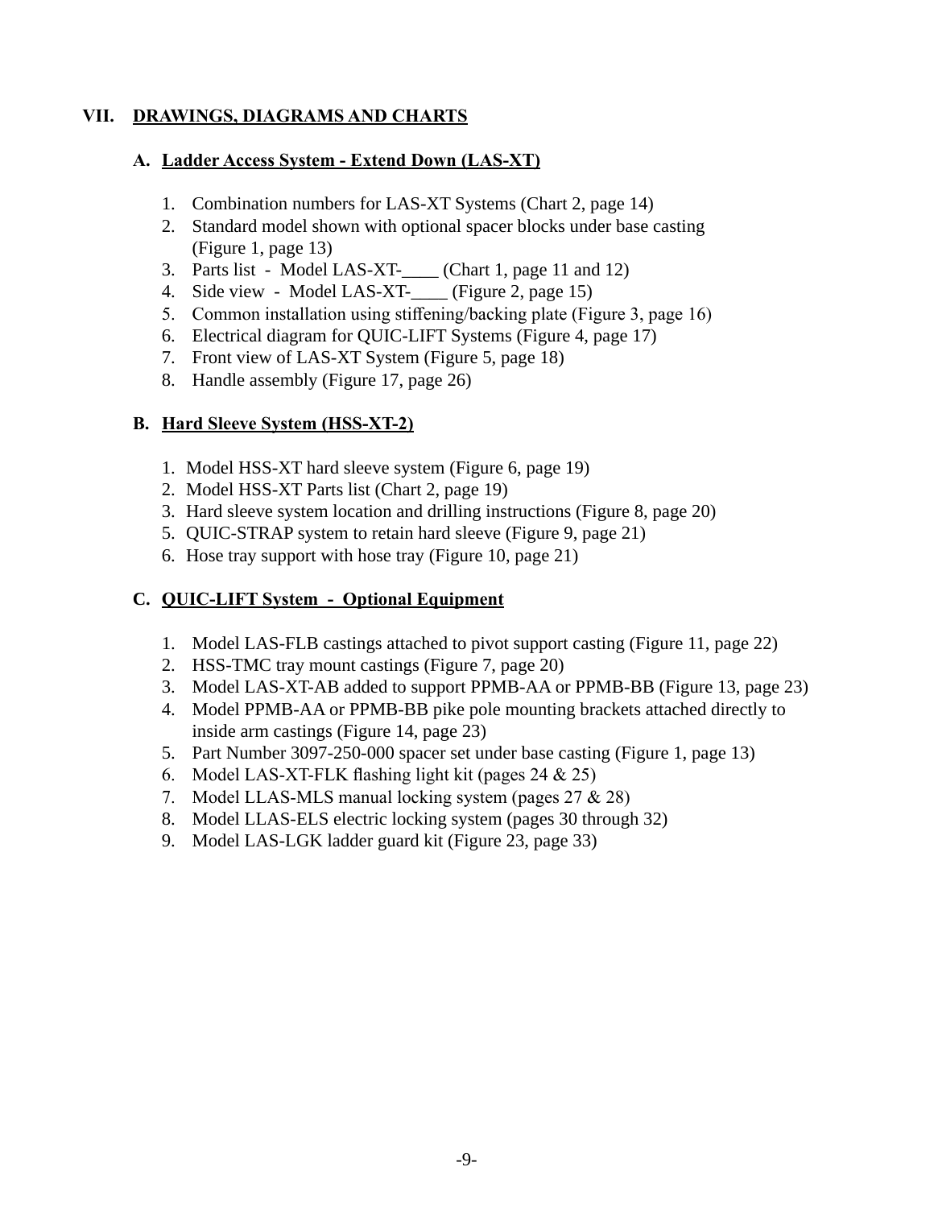## VII. DRAWINGS, DIAGRAMS AND CHARTS

### A. Ladder Access System - Extend Down (LAS-XT)

1. Combination numbers for LAS-XT Systems (Chart 2, page 14)
2. Standard model shown with optional spacer blocks under base casting (Figure 1, page 13)
3. Parts list - Model LAS-XT-____ (Chart 1, page 11 and 12)
4. Side view - Model LAS-XT-____ (Figure 2, page 15)
5. Common installation using stiffening/backing plate (Figure 3, page 16)
6. Electrical diagram for QUIC-LIFT Systems (Figure 4, page 17)
7. Front view of LAS-XT System (Figure 5, page 18)
8. Handle assembly (Figure 17, page 26)

### B. Hard Sleeve System (HSS-XT-2)

1. Model HSS-XT hard sleeve system (Figure 6, page 19)
2. Model HSS-XT Parts list (Chart 2, page 19)
3. Hard sleeve system location and drilling instructions (Figure 8, page 20)
5. QUIC-STRAP system to retain hard sleeve (Figure 9, page 21)
6. Hose tray support with hose tray (Figure 10, page 21)

### C. QUIC-LIFT System - Optional Equipment

1. Model LAS-FLB castings attached to pivot support casting (Figure 11, page 22)
2. HSS-TMC tray mount castings (Figure 7, page 20)
3. Model LAS-XT-AB added to support PPMB-AA or PPMB-BB (Figure 13, page 23)
4. Model PPMB-AA or PPMB-BB pike pole mounting brackets attached directly to inside arm castings (Figure 14, page 23)
5. Part Number 3097-250-000 spacer set under base casting (Figure 1, page 13)
6. Model LAS-XT-FLK flashing light kit (pages 24 & 25)
7. Model LLAS-MLS manual locking system (pages 27 & 28)
8. Model LLAS-ELS electric locking system (pages 30 through 32)
9. Model LAS-LGK ladder guard kit (Figure 23, page 33)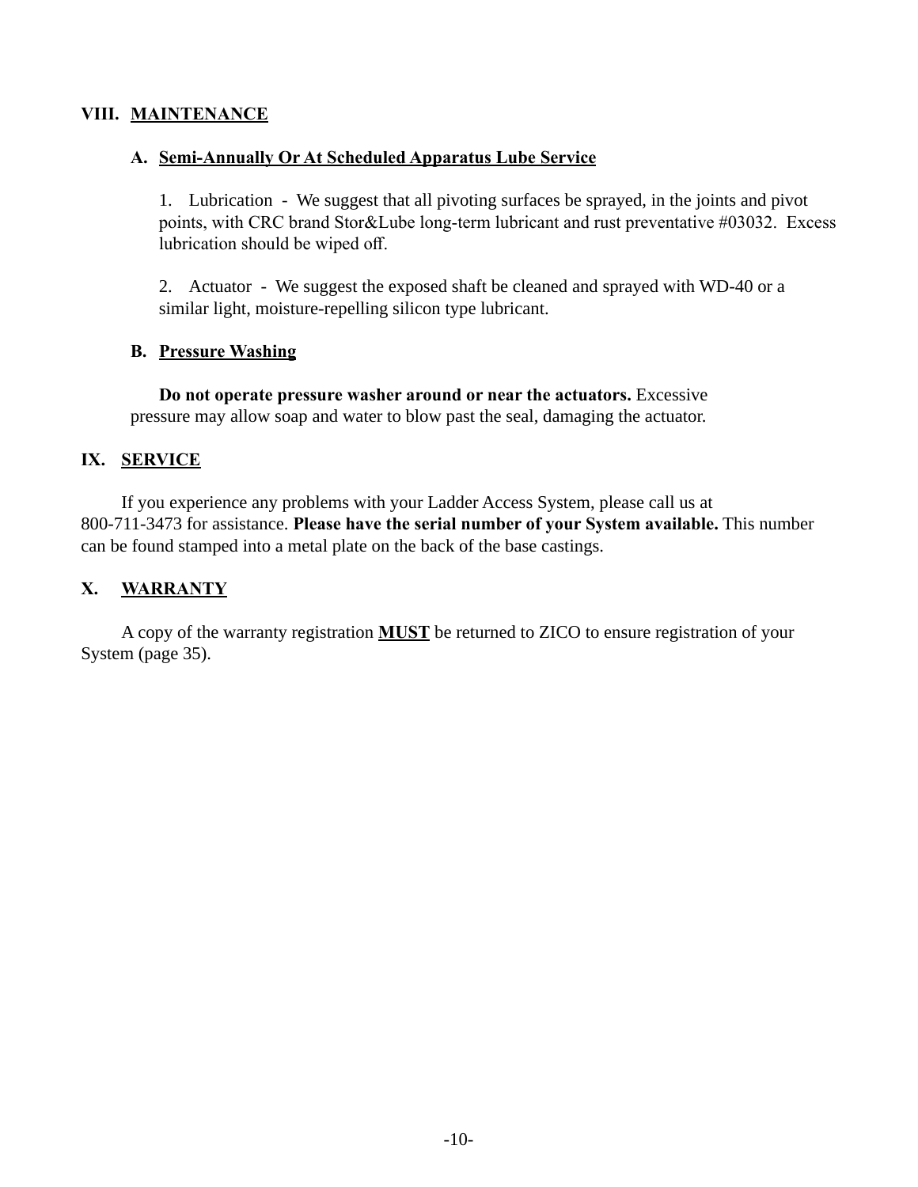## VIII. MAINTENANCE

### A. Semi-Annually Or At Scheduled Apparatus Lube Service

1. Lubrication - We suggest that all pivoting surfaces be sprayed, in the joints and pivot points, with CRC brand Stor&Lube long-term lubricant and rust preventative #03032. Excess lubrication should be wiped off.

2. Actuator - We suggest the exposed shaft be cleaned and sprayed with WD-40 or a similar light, moisture-repelling silicon type lubricant.

### B. Pressure Washing

**Do not operate pressure washer around or near the actuators.** Excessive pressure may allow soap and water to blow past the seal, damaging the actuator.

## IX. SERVICE

If you experience any problems with your Ladder Access System, please call us at 800-711-3473 for assistance. **Please have the serial number of your System available.** This number can be found stamped into a metal plate on the back of the base castings.

## X. WARRANTY

A copy of the warranty registration **MUST** be returned to ZICO to ensure registration of your System (page 35).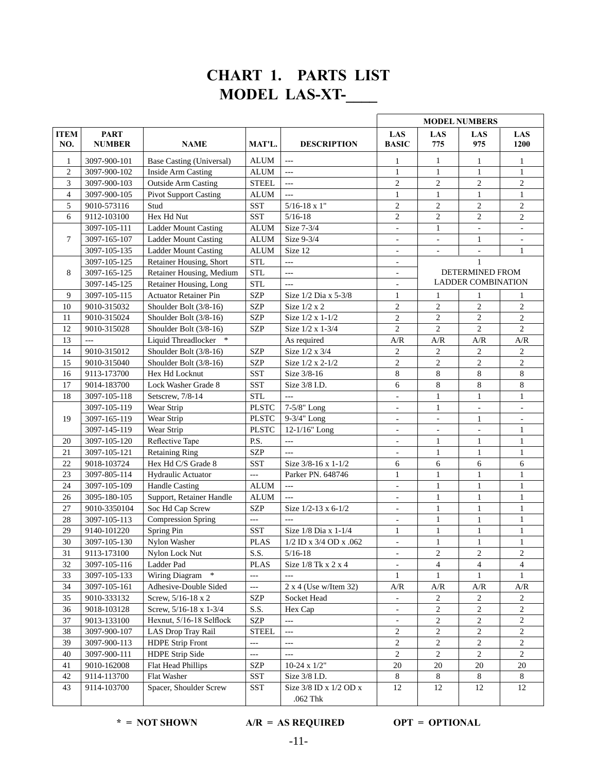# CHART 1. PARTS LIST
## MODEL LAS-XT-____

| ITEM NO. | PART NUMBER | NAME | MAT'L. | DESCRIPTION | MODEL NUMBERS LAS BASIC | LAS 775 | LAS 975 | LAS 1200 |
|---|---|---|---|---|---|---|---|---|
| 1 | 3097-900-101 | Base Casting (Universal) | ALUM | --- | 1 | 1 | 1 | 1 |
| 2 | 3097-900-102 | Inside Arm Casting | ALUM | --- | 1 | 1 | 1 | 1 |
| 3 | 3097-900-103 | Outside Arm Casting | STEEL | --- | 2 | 2 | 2 | 2 |
| 4 | 3097-900-105 | Pivot Support Casting | ALUM | --- | 1 | 1 | 1 | 1 |
| 5 | 9010-573116 | Stud | SST | 5/16-18 x 1" | 2 | 2 | 2 | 2 |
| 6 | 9112-103100 | Hex Hd Nut | SST | 5/16-18 | 2 | 2 | 2 | 2 |
| 7 | 3097-105-111 | Ladder Mount Casting | ALUM | Size 7-3/4 | - | 1 | - | - |
| | 3097-165-107 | Ladder Mount Casting | ALUM | Size 9-3/4 | - | - | 1 | - |
| | 3097-105-135 | Ladder Mount Casting | ALUM | Size 12 | - | - | - | 1 |
| 8 | 3097-105-125 | Retainer Housing, Short | STL | --- | - | 1 DETERMINED FROM LADDER COMBINATION | | |
| | 3097-165-125 | Retainer Housing, Medium | STL | --- | - | | | |
| | 3097-145-125 | Retainer Housing, Long | STL | --- | - | | | |
| 9 | 3097-105-115 | Actuator Retainer Pin | SZP | Size 1/2 Dia x 5-3/8 | 1 | 1 | 1 | 1 |
| 10 | 9010-315032 | Shoulder Bolt (3/8-16) | SZP | Size 1/2 x 2 | 2 | 2 | 2 | 2 |
| 11 | 9010-315024 | Shoulder Bolt (3/8-16) | SZP | Size 1/2 x 1-1/2 | 2 | 2 | 2 | 2 |
| 12 | 9010-315028 | Shoulder Bolt (3/8-16) | SZP | Size 1/2 x 1-3/4 | 2 | 2 | 2 | 2 |
| 13 | --- | Liquid Threadlocker * | | As required | A/R | A/R | A/R | A/R |
| 14 | 9010-315012 | Shoulder Bolt (3/8-16) | SZP | Size 1/2 x 3/4 | 2 | 2 | 2 | 2 |
| 15 | 9010-315040 | Shoulder Bolt (3/8-16) | SZP | Size 1/2 x 2-1/2 | 2 | 2 | 2 | 2 |
| 16 | 9113-173700 | Hex Hd Locknut | SST | Size 3/8-16 | 8 | 8 | 8 | 8 |
| 17 | 9014-183700 | Lock Washer Grade 8 | SST | Size 3/8 I.D. | 6 | 8 | 8 | 8 |
| 18 | 3097-105-118 | Setscrew, 7/8-14 | STL | --- | - | 1 | 1 | 1 |
| 19 | 3097-105-119 | Wear Strip | PLSTC | 7-5/8" Long | - | 1 | - | - |
| | 3097-165-119 | Wear Strip | PLSTC | 9-3/4" Long | - | - | 1 | - |
| | 3097-145-119 | Wear Strip | PLSTC | 12-1/16" Long | - | - | - | 1 |
| 20 | 3097-105-120 | Reflective Tape | P.S. | --- | - | 1 | 1 | 1 |
| 21 | 3097-105-121 | Retaining Ring | SZP | --- | - | 1 | 1 | 1 |
| 22 | 9018-103724 | Hex Hd C/S Grade 8 | SST | Size 3/8-16 x 1-1/2 | 6 | 6 | 6 | 6 |
| 23 | 3097-805-114 | Hydraulic Actuator | --- | Parker PN. 648746 | 1 | 1 | 1 | 1 |
| 24 | 3097-105-109 | Handle Casting | ALUM | --- | - | 1 | 1 | 1 |
| 26 | 3095-180-105 | Support, Retainer Handle | ALUM | --- | - | 1 | 1 | 1 |
| 27 | 9010-3350104 | Soc Hd Cap Screw | SZP | Size 1/2-13 x 6-1/2 | - | 1 | 1 | 1 |
| 28 | 3097-105-113 | Compression Spring | --- | --- | - | 1 | 1 | 1 |
| 29 | 9140-101220 | Spring Pin | SST | Size 1/8 Dia x 1-1/4 | 1 | 1 | 1 | 1 |
| 30 | 3097-105-130 | Nylon Washer | PLAS | 1/2 ID x 3/4 OD x .062 | - | 1 | 1 | 1 |
| 31 | 9113-173100 | Nylon Lock Nut | S.S. | 5/16-18 | - | 2 | 2 | 2 |
| 32 | 3097-105-116 | Ladder Pad | PLAS | Size 1/8 Tk x 2 x 4 | - | 4 | 4 | 4 |
| 33 | 3097-105-133 | Wiring Diagram * | --- | --- | 1 | 1 | 1 | 1 |
| 34 | 3097-105-161 | Adhesive-Double Sided | --- | 2 x 4 (Use w/Item 32) | A/R | A/R | A/R | A/R |
| 35 | 9010-333132 | Screw, 5/16-18 x 2 | SZP | Socket Head | - | 2 | 2 | 2 |
| 36 | 9018-103128 | Screw, 5/16-18 x 1-3/4 | S.S. | Hex Cap | - | 2 | 2 | 2 |
| 37 | 9013-133100 | Hexnut, 5/16-18 Selflock | SZP | --- | - | 2 | 2 | 2 |
| 38 | 3097-900-107 | LAS Drop Tray Rail | STEEL | --- | 2 | 2 | 2 | 2 |
| 39 | 3097-900-113 | HDPE Strip Front | --- | --- | 2 | 2 | 2 | 2 |
| 40 | 3097-900-111 | HDPE Strip Side | --- | --- | 2 | 2 | 2 | 2 |
| 41 | 9010-162008 | Flat Head Phillips | SZP | 10-24 x 1/2" | 20 | 20 | 20 | 20 |
| 42 | 9114-113700 | Flat Washer | SST | Size 3/8 I.D. | 8 | 8 | 8 | 8 |
| 43 | 9114-103700 | Spacer, Shoulder Screw | SST | Size 3/8 ID x 1/2 OD x .062 Thk | 12 | 12 | 12 | 12 |

**\* = NOT SHOWN　　　A/R = AS REQUIRED　　　OPT = OPTIONAL**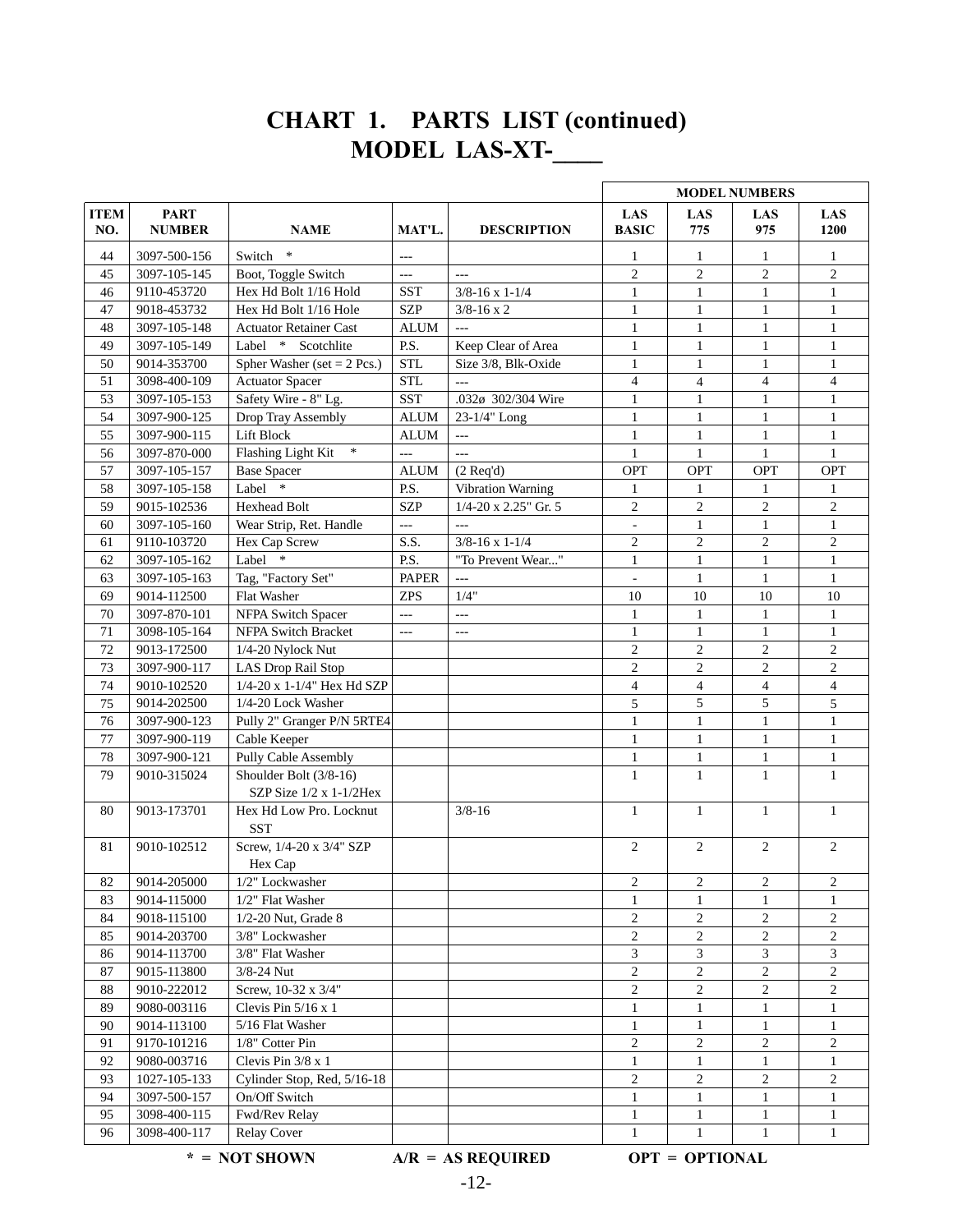# CHART 1. PARTS LIST (continued)
## MODEL LAS-XT-____

| ITEM NO. | PART NUMBER | NAME | MAT'L. | DESCRIPTION | MODEL NUMBERS LAS BASIC | LAS 775 | LAS 975 | LAS 1200 |
|---|---|---|---|---|---|---|---|---|
| 44 | 3097-500-156 | Switch * | --- | | 1 | 1 | 1 | 1 |
| 45 | 3097-105-145 | Boot, Toggle Switch | --- | --- | 2 | 2 | 2 | 2 |
| 46 | 9110-453720 | Hex Hd Bolt 1/16 Hold | SST | 3/8-16 x 1-1/4 | 1 | 1 | 1 | 1 |
| 47 | 9018-453732 | Hex Hd Bolt 1/16 Hole | SZP | 3/8-16 x 2 | 1 | 1 | 1 | 1 |
| 48 | 3097-105-148 | Actuator Retainer Cast | ALUM | --- | 1 | 1 | 1 | 1 |
| 49 | 3097-105-149 | Label * Scotchlite | P.S. | Keep Clear of Area | 1 | 1 | 1 | 1 |
| 50 | 9014-353700 | Spher Washer (set = 2 Pcs.) | STL | Size 3/8, Blk-Oxide | 1 | 1 | 1 | 1 |
| 51 | 3098-400-109 | Actuator Spacer | STL | --- | 4 | 4 | 4 | 4 |
| 53 | 3097-105-153 | Safety Wire - 8" Lg. | SST | .032ø 302/304 Wire | 1 | 1 | 1 | 1 |
| 54 | 3097-900-125 | Drop Tray Assembly | ALUM | 23-1/4" Long | 1 | 1 | 1 | 1 |
| 55 | 3097-900-115 | Lift Block | ALUM | --- | 1 | 1 | 1 | 1 |
| 56 | 3097-870-000 | Flashing Light Kit * | --- | --- | 1 | 1 | 1 | 1 |
| 57 | 3097-105-157 | Base Spacer | ALUM | (2 Req'd) | OPT | OPT | OPT | OPT |
| 58 | 3097-105-158 | Label * | P.S. | Vibration Warning | 1 | 1 | 1 | 1 |
| 59 | 9015-102536 | Hexhead Bolt | SZP | 1/4-20 x 2.25" Gr. 5 | 2 | 2 | 2 | 2 |
| 60 | 3097-105-160 | Wear Strip, Ret. Handle | --- | --- | - | 1 | 1 | 1 |
| 61 | 9110-103720 | Hex Cap Screw | S.S. | 3/8-16 x 1-1/4 | 2 | 2 | 2 | 2 |
| 62 | 3097-105-162 | Label * | P.S. | "To Prevent Wear..." | 1 | 1 | 1 | 1 |
| 63 | 3097-105-163 | Tag, "Factory Set" | PAPER | --- | - | 1 | 1 | 1 |
| 69 | 9014-112500 | Flat Washer | ZPS | 1/4" | 10 | 10 | 10 | 10 |
| 70 | 3097-870-101 | NFPA Switch Spacer | --- | --- | 1 | 1 | 1 | 1 |
| 71 | 3098-105-164 | NFPA Switch Bracket | --- | --- | 1 | 1 | 1 | 1 |
| 72 | 9013-172500 | 1/4-20 Nylock Nut | | | 2 | 2 | 2 | 2 |
| 73 | 3097-900-117 | LAS Drop Rail Stop | | | 2 | 2 | 2 | 2 |
| 74 | 9010-102520 | 1/4-20 x 1-1/4" Hex Hd SZP | | | 4 | 4 | 4 | 4 |
| 75 | 9014-202500 | 1/4-20 Lock Washer | | | 5 | 5 | 5 | 5 |
| 76 | 3097-900-123 | Pully 2" Granger P/N 5RTE4 | | | 1 | 1 | 1 | 1 |
| 77 | 3097-900-119 | Cable Keeper | | | 1 | 1 | 1 | 1 |
| 78 | 3097-900-121 | Pully Cable Assembly | | | 1 | 1 | 1 | 1 |
| 79 | 9010-315024 | Shoulder Bolt (3/8-16) SZP Size 1/2 x 1-1/2Hex | | | 1 | 1 | 1 | 1 |
| 80 | 9013-173701 | Hex Hd Low Pro. Locknut SST | | 3/8-16 | 1 | 1 | 1 | 1 |
| 81 | 9010-102512 | Screw, 1/4-20 x 3/4" SZP Hex Cap | | | 2 | 2 | 2 | 2 |
| 82 | 9014-205000 | 1/2" Lockwasher | | | 2 | 2 | 2 | 2 |
| 83 | 9014-115000 | 1/2" Flat Washer | | | 1 | 1 | 1 | 1 |
| 84 | 9018-115100 | 1/2-20 Nut, Grade 8 | | | 2 | 2 | 2 | 2 |
| 85 | 9014-203700 | 3/8" Lockwasher | | | 2 | 2 | 2 | 2 |
| 86 | 9014-113700 | 3/8" Flat Washer | | | 3 | 3 | 3 | 3 |
| 87 | 9015-113800 | 3/8-24 Nut | | | 2 | 2 | 2 | 2 |
| 88 | 9010-222012 | Screw, 10-32 x 3/4" | | | 2 | 2 | 2 | 2 |
| 89 | 9080-003116 | Clevis Pin 5/16 x 1 | | | 1 | 1 | 1 | 1 |
| 90 | 9014-113100 | 5/16 Flat Washer | | | 1 | 1 | 1 | 1 |
| 91 | 9170-101216 | 1/8" Cotter Pin | | | 2 | 2 | 2 | 2 |
| 92 | 9080-003716 | Clevis Pin 3/8 x 1 | | | 1 | 1 | 1 | 1 |
| 93 | 1027-105-133 | Cylinder Stop, Red, 5/16-18 | | | 2 | 2 | 2 | 2 |
| 94 | 3097-500-157 | On/Off Switch | | | 1 | 1 | 1 | 1 |
| 95 | 3098-400-115 | Fwd/Rev Relay | | | 1 | 1 | 1 | 1 |
| 96 | 3098-400-117 | Relay Cover | | | 1 | 1 | 1 | 1 |

**\* = NOT SHOWN A/R = AS REQUIRED OPT = OPTIONAL**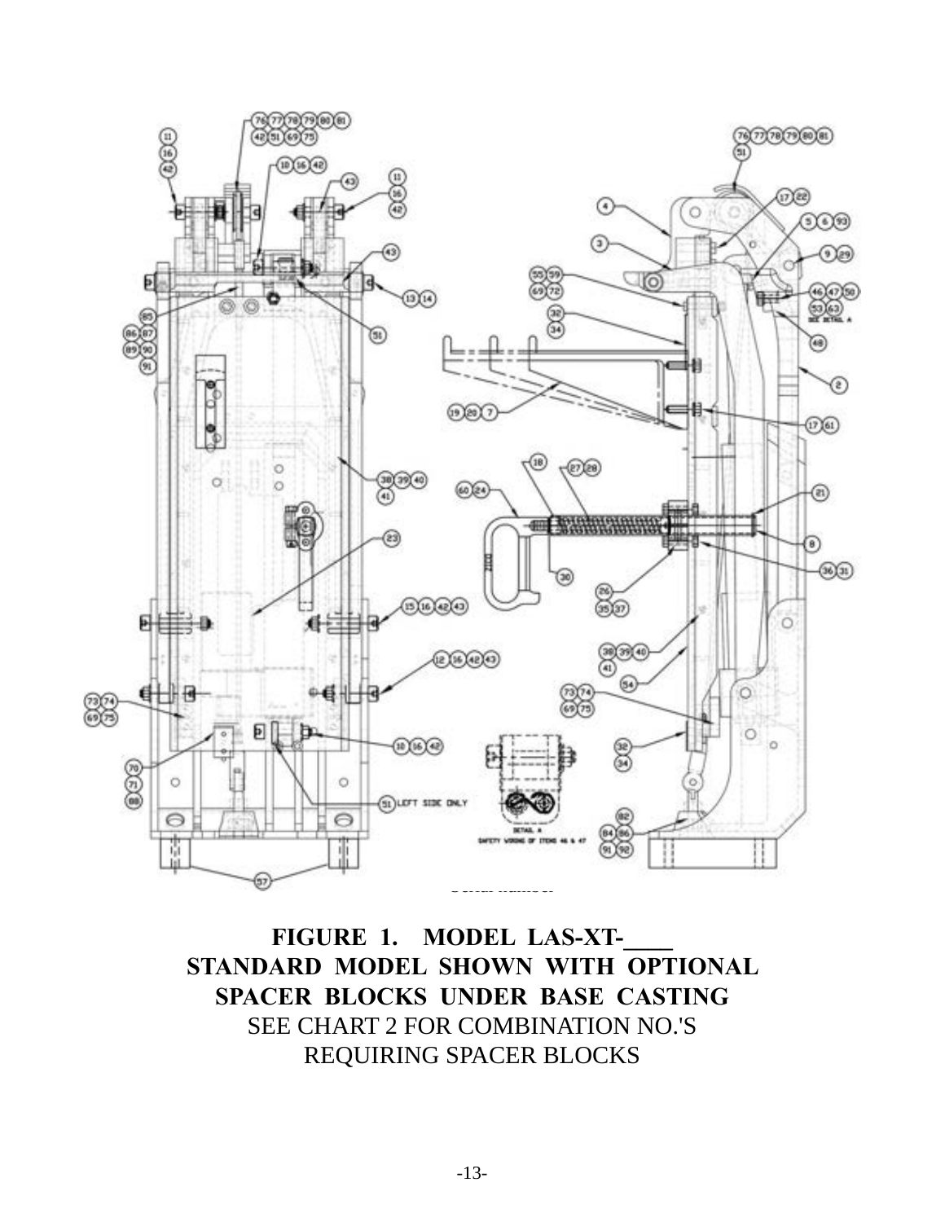**FIGURE 1. MODEL LAS-XT-____**
**STANDARD MODEL SHOWN WITH OPTIONAL SPACER BLOCKS UNDER BASE CASTING**
SEE CHART 2 FOR COMBINATION NO.'S REQUIRING SPACER BLOCKS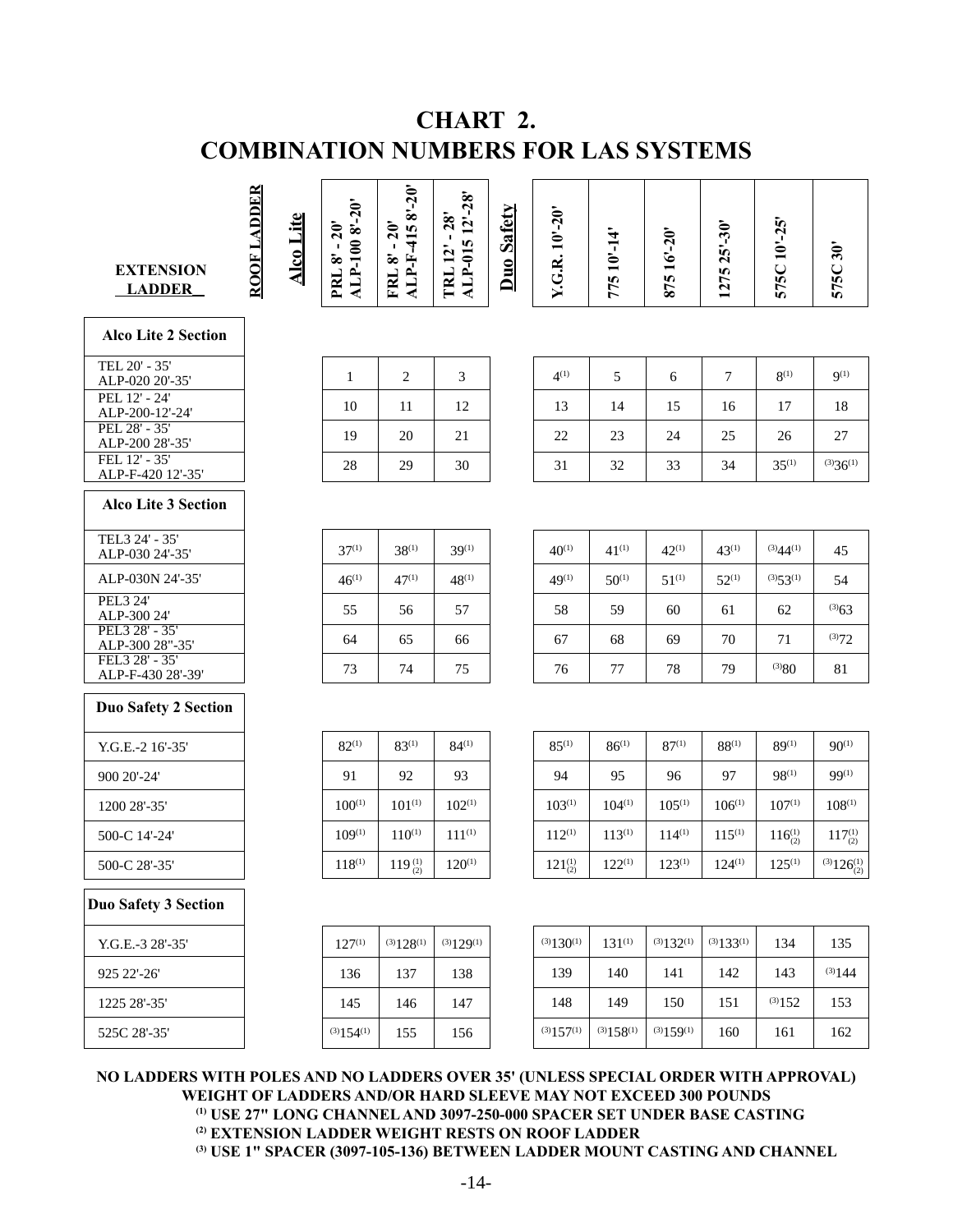# CHART 2.
# COMBINATION NUMBERS FOR LAS SYSTEMS

| EXTENSION LADDER | PRL 8' - 20' ALP-100 8'-20' | FRL 8' - 20' ALP-F-415 8'-20' | TRL 12' - 28' ALP-015 12'-28' | Y.G.R. 10'-20' | 775 10'-14' | 875 16'-20' | 1275 25'-30' | 575C 10'-25' | 575C 30' |
|---|---|---|---|---|---|---|---|---|---|
| | **ROOF LADDER** | | | | | | | | |
| | **Alco Lite** | | | **Duo Safety** | | | | | |
| **Alco Lite 2 Section** | | | | | | | | | |
| TEL 20' - 35' ALP-020 20'-35' | 1 | 2 | 3 | 4(1) | 5 | 6 | 7 | 8(1) | 9(1) |
| PEL 12' - 24' ALP-200-12'-24' | 10 | 11 | 12 | 13 | 14 | 15 | 16 | 17 | 18 |
| PEL 28' - 35' ALP-200 28'-35' | 19 | 20 | 21 | 22 | 23 | 24 | 25 | 26 | 27 |
| FEL 12' - 35' ALP-F-420 12'-35' | 28 | 29 | 30 | 31 | 32 | 33 | 34 | 35(1) | (3)36(1) |
| **Alco Lite 3 Section** | | | | | | | | | |
| TEL3 24' - 35' ALP-030 24'-35' | 37(1) | 38(1) | 39(1) | 40(1) | 41(1) | 42(1) | 43(1) | (3)44(1) | 45 |
| ALP-030N 24'-35' | 46(1) | 47(1) | 48(1) | 49(1) | 50(1) | 51(1) | 52(1) | (3)53(1) | 54 |
| PEL3 24' ALP-300 24' | 55 | 56 | 57 | 58 | 59 | 60 | 61 | 62 | (3)63 |
| PEL3 28' - 35' ALP-300 28"-35' | 64 | 65 | 66 | 67 | 68 | 69 | 70 | 71 | (3)72 |
| FEL3 28' - 35' ALP-F-430 28'-39' | 73 | 74 | 75 | 76 | 77 | 78 | 79 | (3)80 | 81 |
| **Duo Safety 2 Section** | | | | | | | | | |
| Y.G.E.-2 16'-35' | 82(1) | 83(1) | 84(1) | 85(1) | 86(1) | 87(1) | 88(1) | 89(1) | 90(1) |
| 900 20'-24' | 91 | 92 | 93 | 94 | 95 | 96 | 97 | 98(1) | 99(1) |
| 1200 28'-35' | 100(1) | 101(1) | 102(1) | 103(1) | 104(1) | 105(1) | 106(1) | 107(1) | 108(1) |
| 500-C 14'-24' | 109(1) | 110(1) | 111(1) | 112(1) | 113(1) | 114(1) | 115(1) | 116(1)(2) | 117(1)(2) |
| 500-C 28'-35' | 118(1) | 119(1)(2) | 120(1) | 121(1)(2) | 122(1) | 123(1) | 124(1) | 125(1) | (3)126(1)(2) |
| **Duo Safety 3 Section** | | | | | | | | | |
| Y.G.E.-3 28'-35' | 127(1) | (3)128(1) | (3)129(1) | (3)130(1) | 131(1) | (3)132(1) | (3)133(1) | 134 | 135 |
| 925 22'-26' | 136 | 137 | 138 | 139 | 140 | 141 | 142 | 143 | (3)144 |
| 1225 28'-35' | 145 | 146 | 147 | 148 | 149 | 150 | 151 | (3)152 | 153 |
| 525C 28'-35' | (3)154(1) | 155 | 156 | (3)157(1) | (3)158(1) | (3)159(1) | 160 | 161 | 162 |

**NO LADDERS WITH POLES AND NO LADDERS OVER 35' (UNLESS SPECIAL ORDER WITH APPROVAL)**
**WEIGHT OF LADDERS AND/OR HARD SLEEVE MAY NOT EXCEED 300 POUNDS**

**(1) USE 27" LONG CHANNEL AND 3097-250-000 SPACER SET UNDER BASE CASTING**
**(2) EXTENSION LADDER WEIGHT RESTS ON ROOF LADDER**
**(3) USE 1" SPACER (3097-105-136) BETWEEN LADDER MOUNT CASTING AND CHANNEL**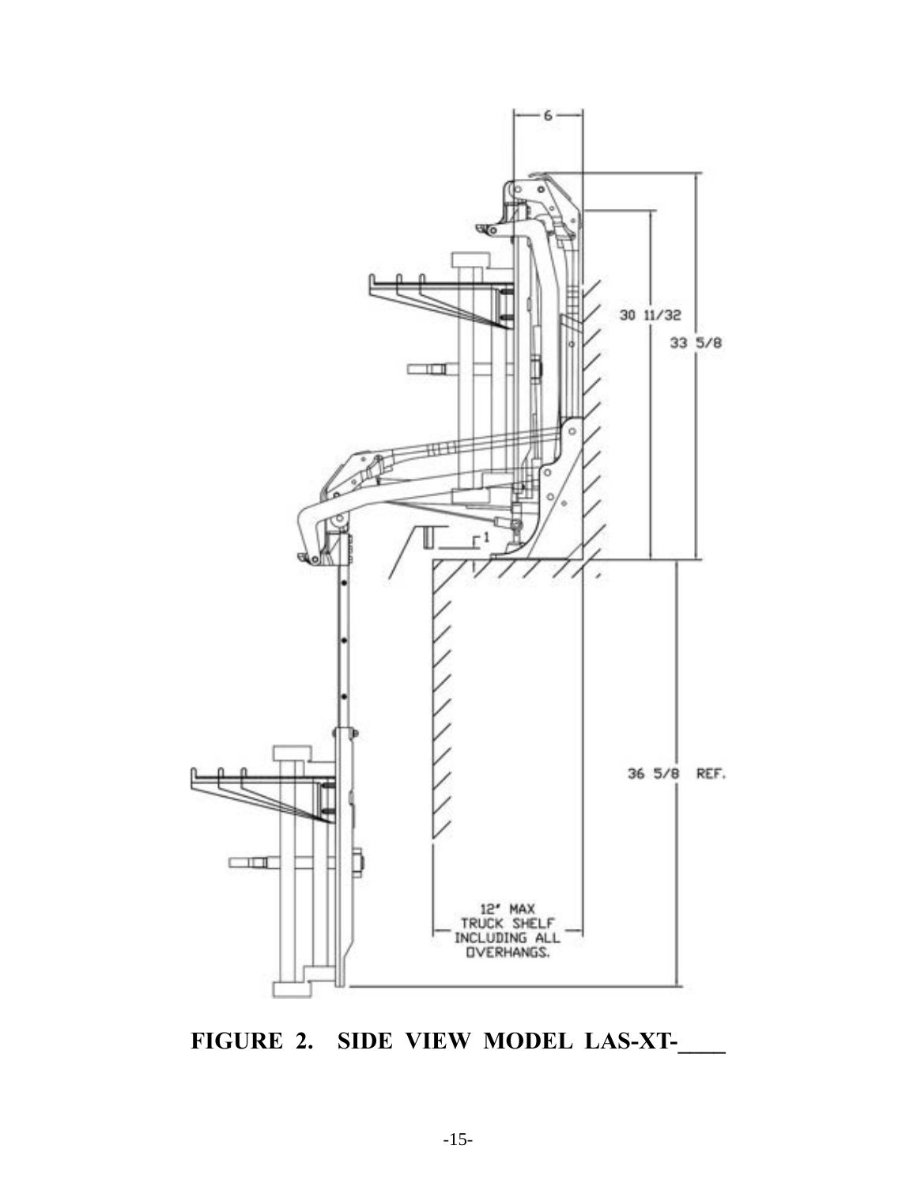6

30 11/32

33 5/8

1

36 5/8 REF.

12" MAX
TRUCK SHELF
INCLUDING ALL
OVERHANGS.

**FIGURE 2. SIDE VIEW MODEL LAS-XT-____**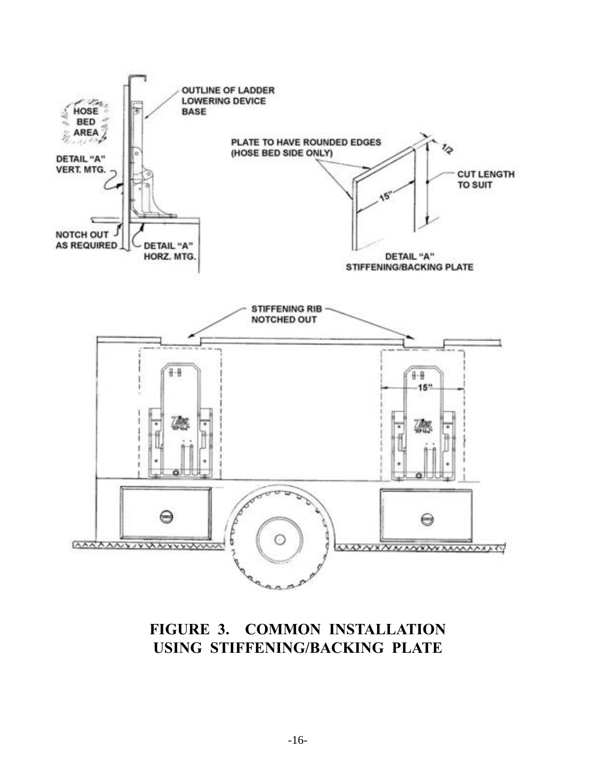OUTLINE OF LADDER LOWERING DEVICE BASE

HOSE BED AREA

DETAIL "A" VERT. MTG.

NOTCH OUT AS REQUIRED

DETAIL "A" HORZ. MTG.

PLATE TO HAVE ROUNDED EDGES (HOSE BED SIDE ONLY)

1/2

CUT LENGTH TO SUIT

15"

DETAIL "A" STIFFENING/BACKING PLATE

STIFFENING RIB NOTCHED OUT

15"

**FIGURE 3. COMMON INSTALLATION USING STIFFENING/BACKING PLATE**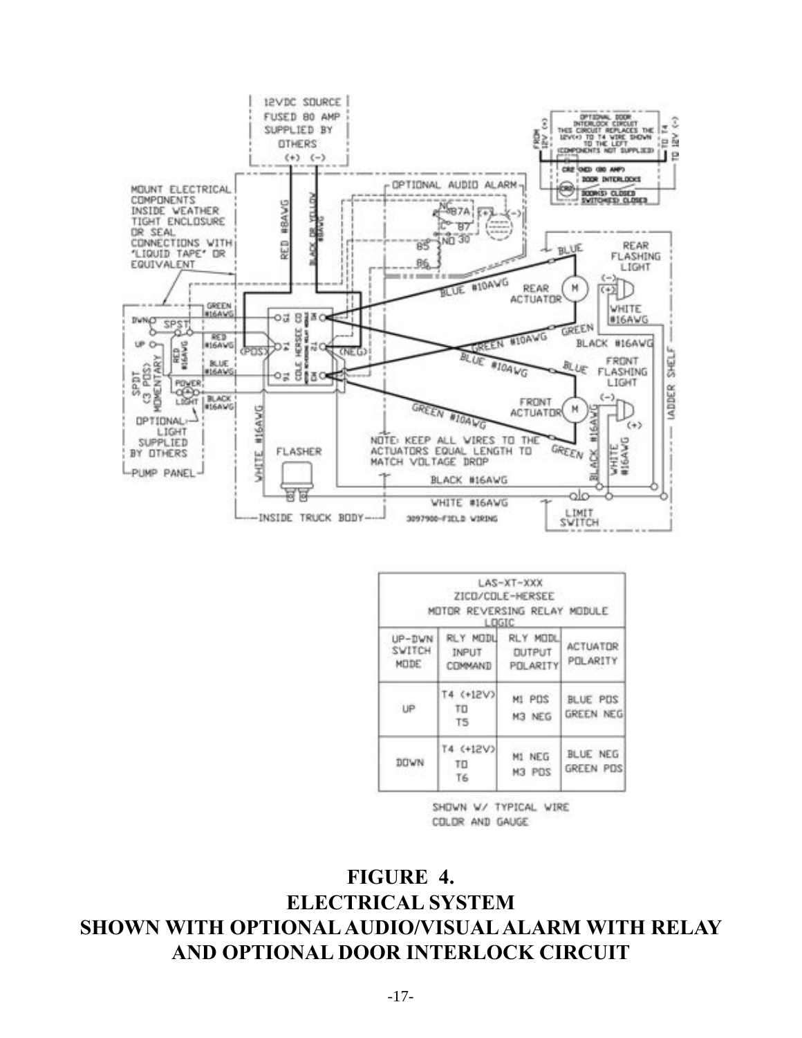12VDC SOURCE FUSED 80 AMP SUPPLIED BY OTHERS

MOUNT ELECTRICAL COMPONENTS INSIDE WEATHER TIGHT ENCLOSURE OR SEAL CONNECTIONS WITH 'LIQUID TAPE' OR EQUIVALENT

OPTIONAL AUDIO ALARM

OPTIONAL DOOR INTERLOCK CIRCUIT THIS CIRCUIT REPLACES THE 12V(+) TO T4 WIRE SHOWN TO THE LEFT (COMPONENTS NOT SUPPLIED)

NOTE: KEEP ALL WIRES TO THE ACTUATORS EQUAL LENGTH TO MATCH VOLTAGE DROP

| LAS-XT-XXX ZICO/COLE-HERSEE MOTOR REVERSING RELAY MODULE LOGIC | | | |
|---|---|---|---|
| UP-DWN SWITCH MODE | RLY MODL INPUT COMMAND | RLY MODL OUTPUT POLARITY | ACTUATOR POLARITY |
| UP | T4 (+12V) TO T5 | M1 POS M3 NEG | BLUE POS GREEN NEG |
| DOWN | T4 (+12V) TO T6 | M1 NEG M3 POS | BLUE NEG GREEN POS |

SHOWN W/ TYPICAL WIRE COLOR AND GAUGE

**FIGURE 4.**
**ELECTRICAL SYSTEM**
**SHOWN WITH OPTIONAL AUDIO/VISUAL ALARM WITH RELAY AND OPTIONAL DOOR INTERLOCK CIRCUIT**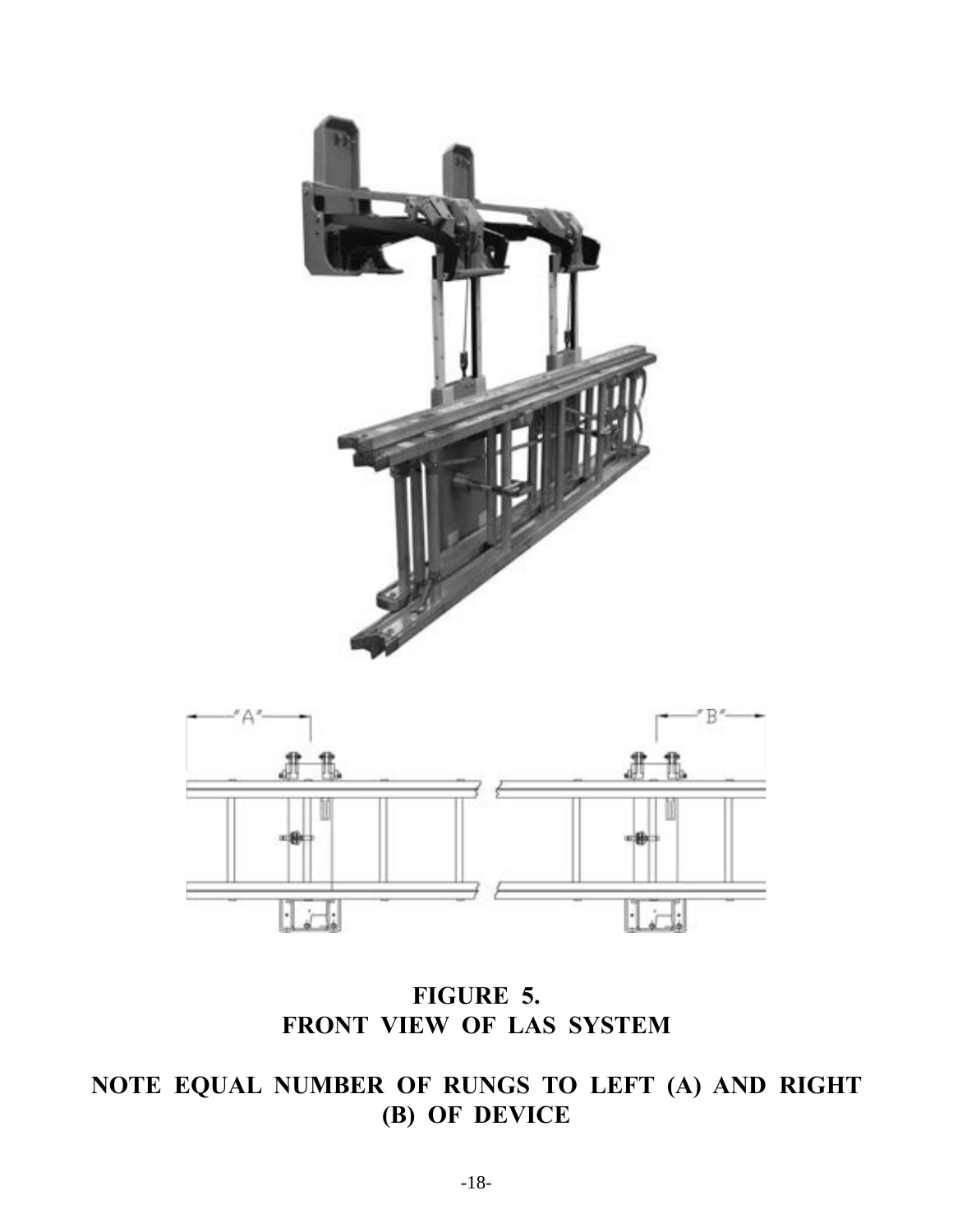**FIGURE 5.**
**FRONT VIEW OF LAS SYSTEM**

**NOTE EQUAL NUMBER OF RUNGS TO LEFT (A) AND RIGHT (B) OF DEVICE**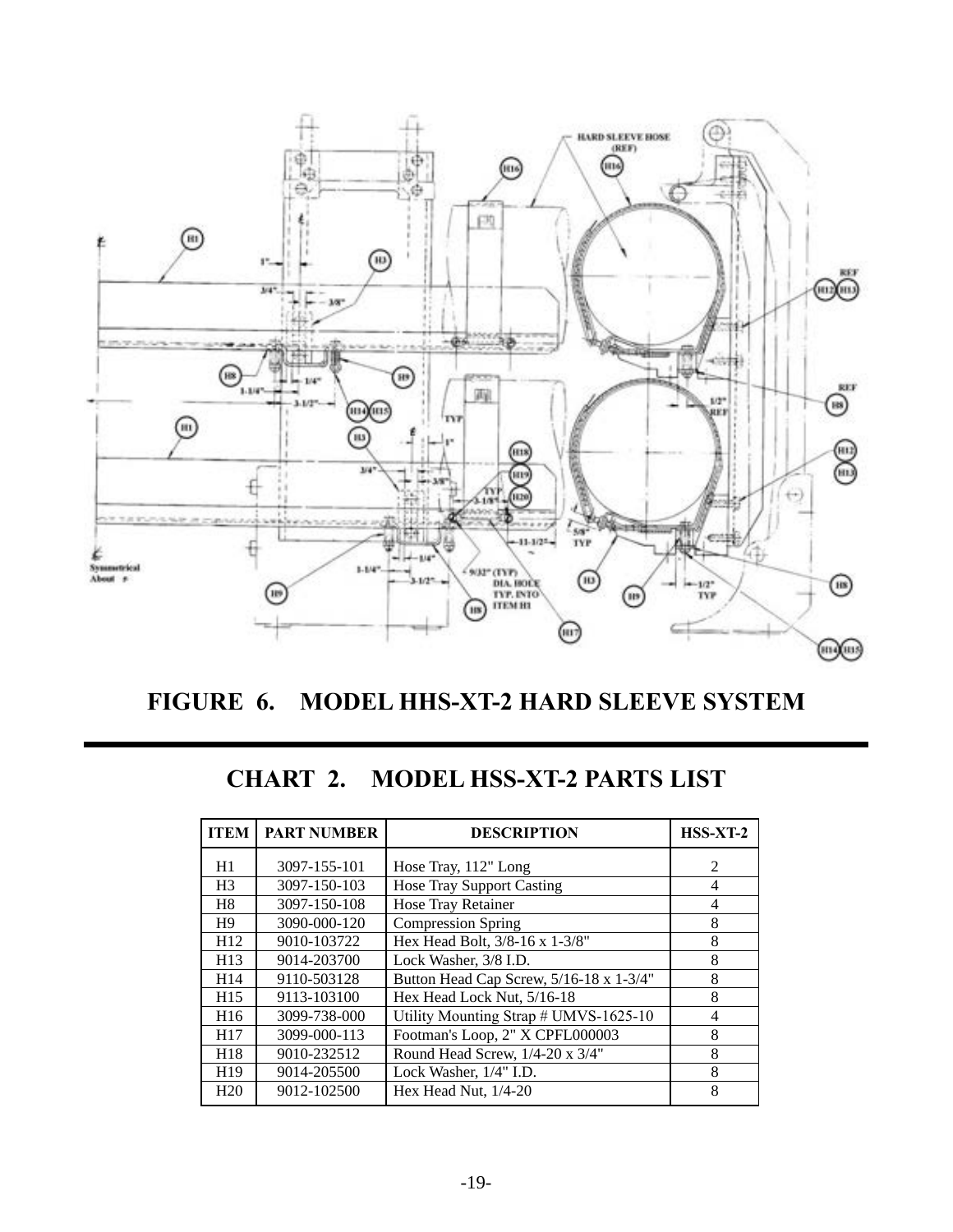**FIGURE 6. MODEL HHS-XT-2 HARD SLEEVE SYSTEM**

## CHART 2. MODEL HSS-XT-2 PARTS LIST

| ITEM | PART NUMBER | DESCRIPTION | HSS-XT-2 |
|---|---|---|---|
| H1 | 3097-155-101 | Hose Tray, 112" Long | 2 |
| H3 | 3097-150-103 | Hose Tray Support Casting | 4 |
| H8 | 3097-150-108 | Hose Tray Retainer | 4 |
| H9 | 3090-000-120 | Compression Spring | 8 |
| H12 | 9010-103722 | Hex Head Bolt, 3/8-16 x 1-3/8" | 8 |
| H13 | 9014-203700 | Lock Washer, 3/8 I.D. | 8 |
| H14 | 9110-503128 | Button Head Cap Screw, 5/16-18 x 1-3/4" | 8 |
| H15 | 9113-103100 | Hex Head Lock Nut, 5/16-18 | 8 |
| H16 | 3099-738-000 | Utility Mounting Strap # UMVS-1625-10 | 4 |
| H17 | 3099-000-113 | Footman's Loop, 2" X CPFL000003 | 8 |
| H18 | 9010-232512 | Round Head Screw, 1/4-20 x 3/4" | 8 |
| H19 | 9014-205500 | Lock Washer, 1/4" I.D. | 8 |
| H20 | 9012-102500 | Hex Head Nut, 1/4-20 | 8 |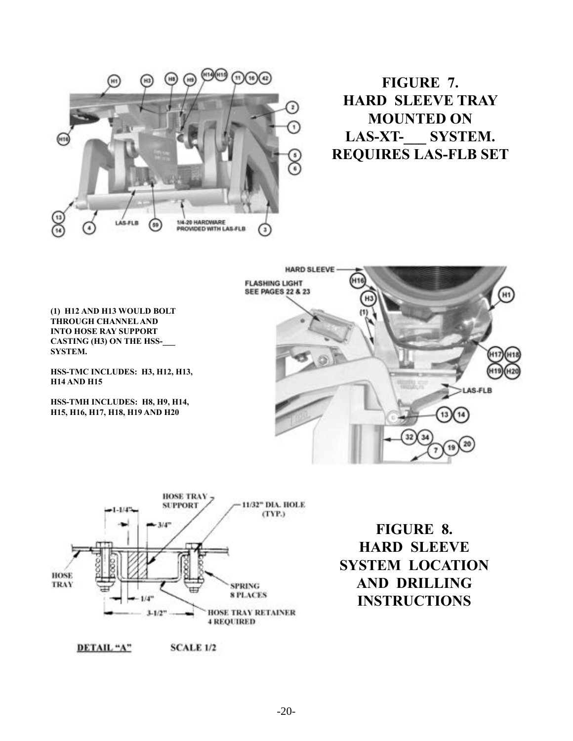# FIGURE 7. HARD SLEEVE TRAY MOUNTED ON LAS-XT-___ SYSTEM. REQUIRES LAS-FLB SET

**(1) H12 AND H13 WOULD BOLT THROUGH CHANNEL AND INTO HOSE RAY SUPPORT CASTING (H3) ON THE HSS-___ SYSTEM.**

**HSS-TMC INCLUDES: H3, H12, H13, H14 AND H15**

**HSS-TMH INCLUDES: H8, H9, H14, H15, H16, H17, H18, H19 AND H20**

# FIGURE 8. HARD SLEEVE SYSTEM LOCATION AND DRILLING INSTRUCTIONS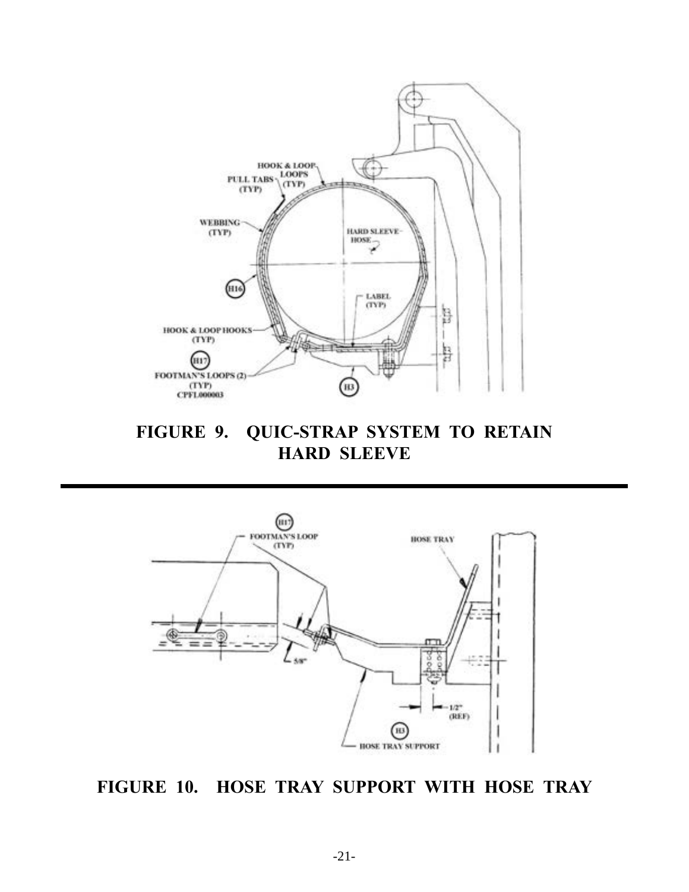FIGURE 9. QUIC-STRAP SYSTEM TO RETAIN HARD SLEEVE

FIGURE 10. HOSE TRAY SUPPORT WITH HOSE TRAY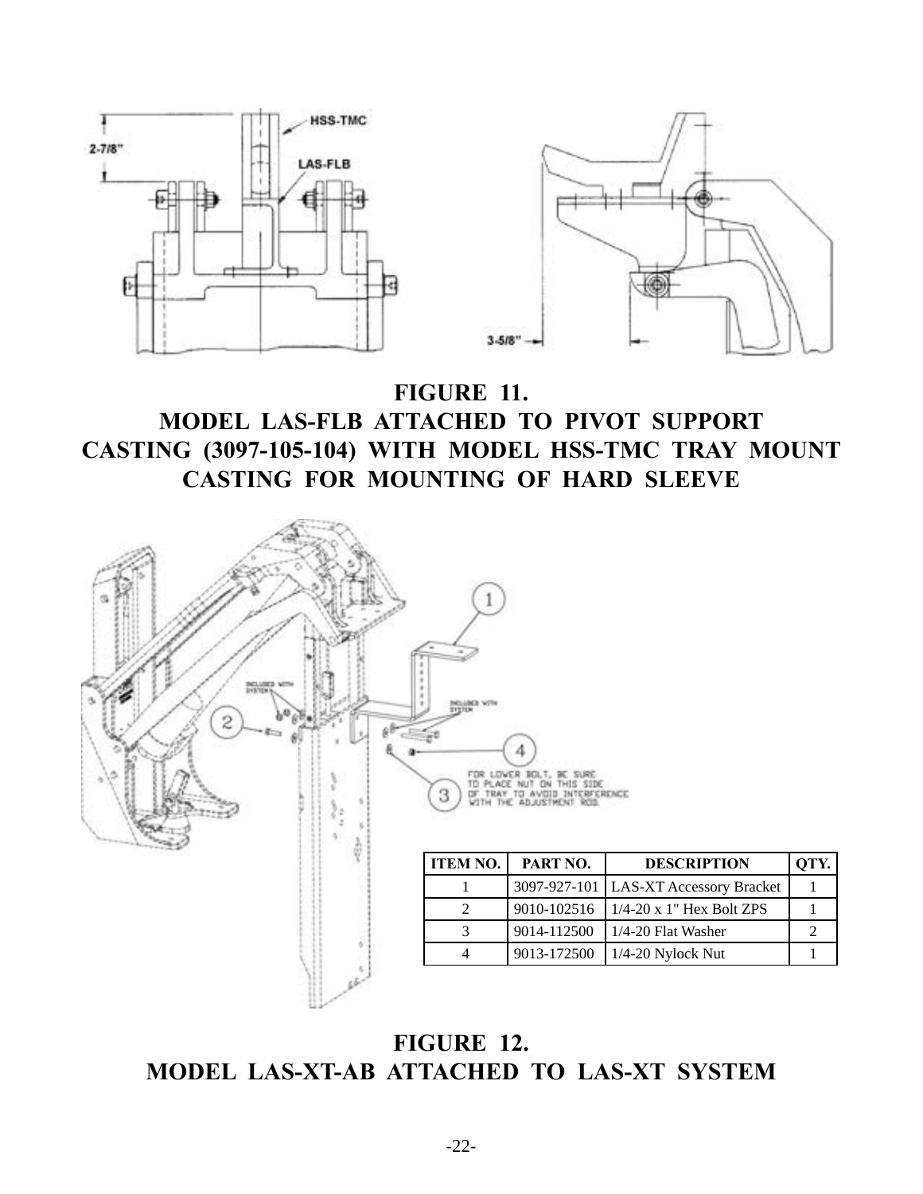**FIGURE 11.**
**MODEL LAS-FLB ATTACHED TO PIVOT SUPPORT CASTING (3097-105-104) WITH MODEL HSS-TMC TRAY MOUNT CASTING FOR MOUNTING OF HARD SLEEVE**

| ITEM NO. | PART NO. | DESCRIPTION | QTY. |
|---|---|---|---|
| 1 | 3097-927-101 | LAS-XT Accessory Bracket | 1 |
| 2 | 9010-102516 | 1/4-20 x 1" Hex Bolt ZPS | 1 |
| 3 | 9014-112500 | 1/4-20 Flat Washer | 2 |
| 4 | 9013-172500 | 1/4-20 Nylock Nut | 1 |

**FIGURE 12.**
**MODEL LAS-XT-AB ATTACHED TO LAS-XT SYSTEM**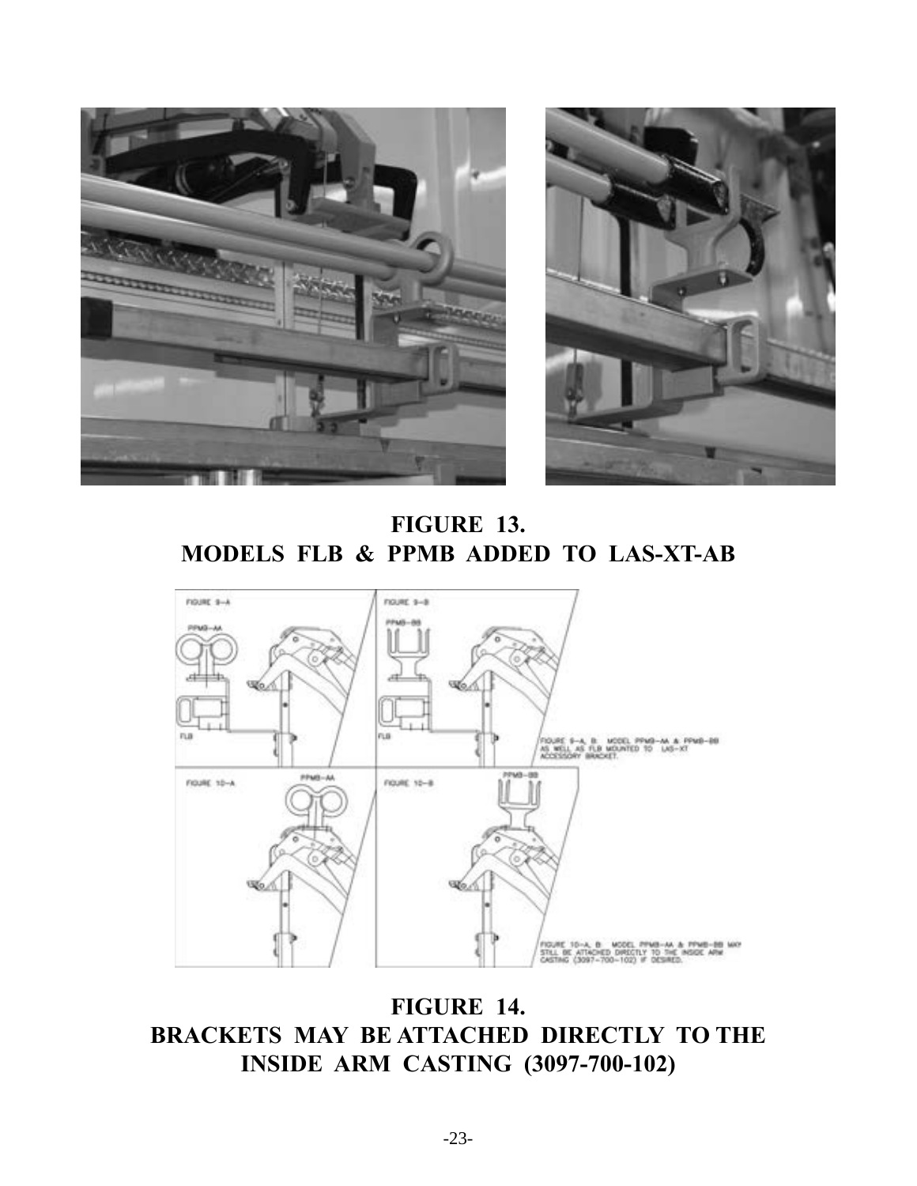**FIGURE 13.**
**MODELS FLB & PPMB ADDED TO LAS-XT-AB**

FIGURE 9-A

PPMB-AA

FLB

FIGURE 9-B

PPMB-BB

FLB

FIGURE 9-A, B: MODEL PPMB-AA & PPMB-BB AS WELL AS FLB MOUNTED TO LAS-XT ACCESSORY BRACKET.

FIGURE 10-A

PPMB-AA

FIGURE 10-B

PPMB-BB

FIGURE 10-A, B: MODEL PPMB-AA & PPMB-BB MAY STILL BE ATTACHED DIRECTLY TO THE INSIDE ARM CASTING (3097-700-102) IF DESIRED.

**FIGURE 14.**
**BRACKETS MAY BE ATTACHED DIRECTLY TO THE INSIDE ARM CASTING (3097-700-102)**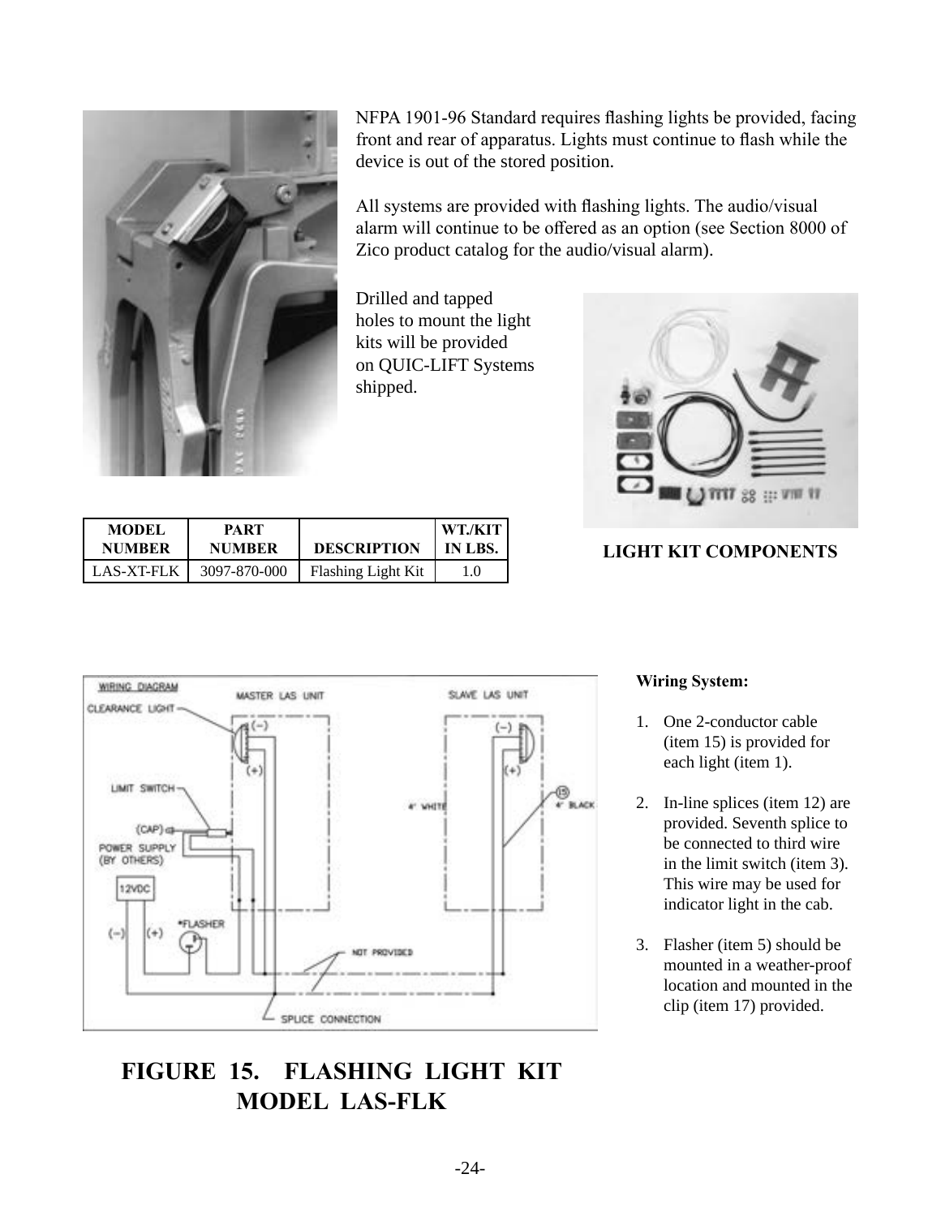NFPA 1901-96 Standard requires flashing lights be provided, facing front and rear of apparatus. Lights must continue to flash while the device is out of the stored position.

All systems are provided with flashing lights. The audio/visual alarm will continue to be offered as an option (see Section 8000 of Zico product catalog for the audio/visual alarm).

Drilled and tapped holes to mount the light kits will be provided on QUIC-LIFT Systems shipped.

| MODEL NUMBER | PART NUMBER | DESCRIPTION | WT./KIT IN LBS. |
|---|---|---|---|
| LAS-XT-FLK | 3097-870-000 | Flashing Light Kit | 1.0 |

**LIGHT KIT COMPONENTS**

**Wiring System:**

1. One 2-conductor cable (item 15) is provided for each light (item 1).

2. In-line splices (item 12) are provided. Seventh splice to be connected to third wire in the limit switch (item 3). This wire may be used for indicator light in the cab.

3. Flasher (item 5) should be mounted in a weather-proof location and mounted in the clip (item 17) provided.

**FIGURE 15. FLASHING LIGHT KIT MODEL LAS-FLK**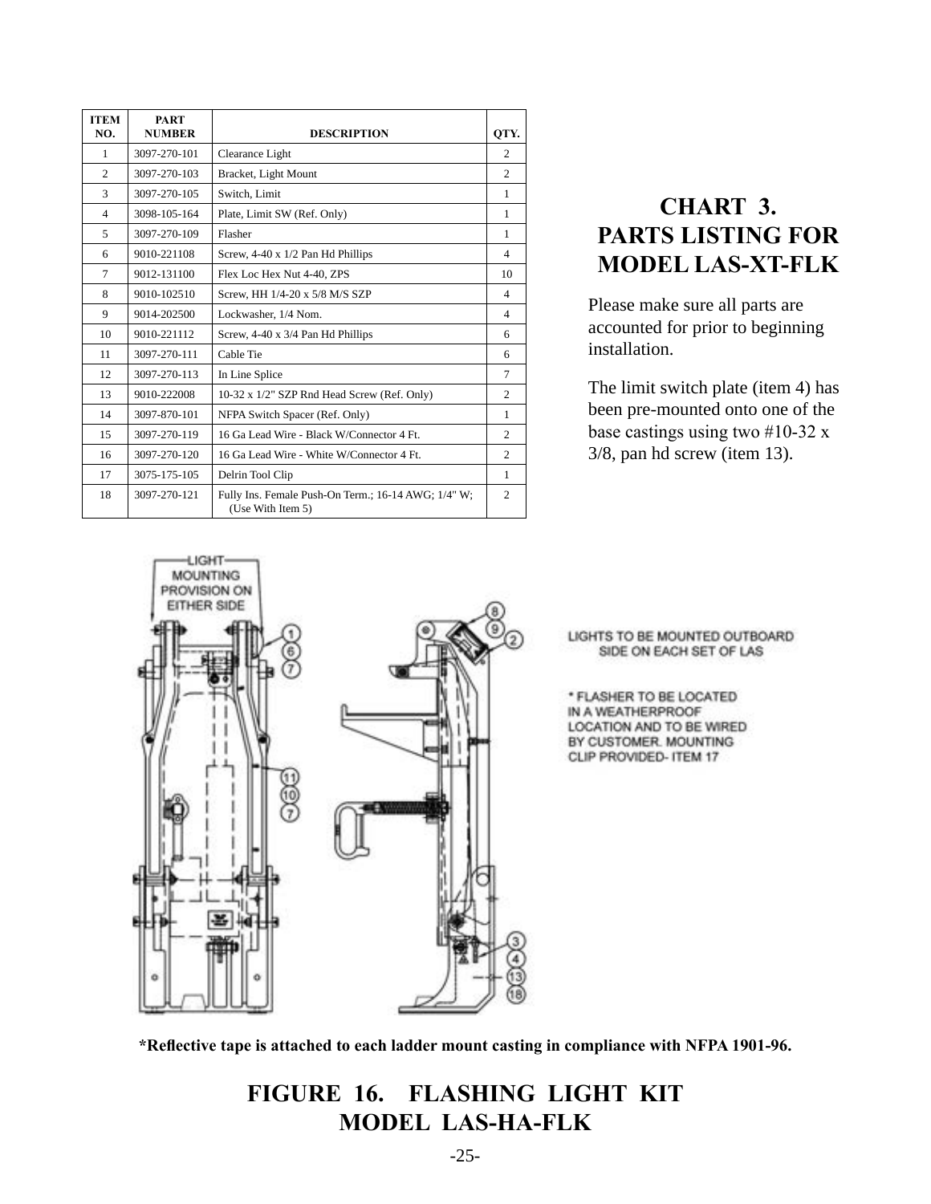| ITEM NO. | PART NUMBER | DESCRIPTION | QTY. |
|---|---|---|---|
| 1 | 3097-270-101 | Clearance Light | 2 |
| 2 | 3097-270-103 | Bracket, Light Mount | 2 |
| 3 | 3097-270-105 | Switch, Limit | 1 |
| 4 | 3098-105-164 | Plate, Limit SW (Ref. Only) | 1 |
| 5 | 3097-270-109 | Flasher | 1 |
| 6 | 9010-221108 | Screw, 4-40 x 1/2 Pan Hd Phillips | 4 |
| 7 | 9012-131100 | Flex Loc Hex Nut 4-40, ZPS | 10 |
| 8 | 9010-102510 | Screw, HH 1/4-20 x 5/8 M/S SZP | 4 |
| 9 | 9014-202500 | Lockwasher, 1/4 Nom. | 4 |
| 10 | 9010-221112 | Screw, 4-40 x 3/4 Pan Hd Phillips | 6 |
| 11 | 3097-270-111 | Cable Tie | 6 |
| 12 | 3097-270-113 | In Line Splice | 7 |
| 13 | 9010-222008 | 10-32 x 1/2" SZP Rnd Head Screw (Ref. Only) | 2 |
| 14 | 3097-870-101 | NFPA Switch Spacer (Ref. Only) | 1 |
| 15 | 3097-270-119 | 16 Ga Lead Wire - Black W/Connector 4 Ft. | 2 |
| 16 | 3097-270-120 | 16 Ga Lead Wire - White W/Connector 4 Ft. | 2 |
| 17 | 3075-175-105 | Delrin Tool Clip | 1 |
| 18 | 3097-270-121 | Fully Ins. Female Push-On Term.; 16-14 AWG; 1/4" W; (Use With Item 5) | 2 |

## CHART 3. PARTS LISTING FOR MODEL LAS-XT-FLK

Please make sure all parts are accounted for prior to beginning installation.

The limit switch plate (item 4) has been pre-mounted onto one of the base castings using two #10-32 x 3/8, pan hd screw (item 13).

LIGHT MOUNTING PROVISION ON EITHER SIDE

LIGHTS TO BE MOUNTED OUTBOARD SIDE ON EACH SET OF LAS

* FLASHER TO BE LOCATED IN A WEATHERPROOF LOCATION AND TO BE WIRED BY CUSTOMER. MOUNTING CLIP PROVIDED- ITEM 17

**\*Reflective tape is attached to each ladder mount casting in compliance with NFPA 1901-96.**

## FIGURE 16. FLASHING LIGHT KIT MODEL LAS-HA-FLK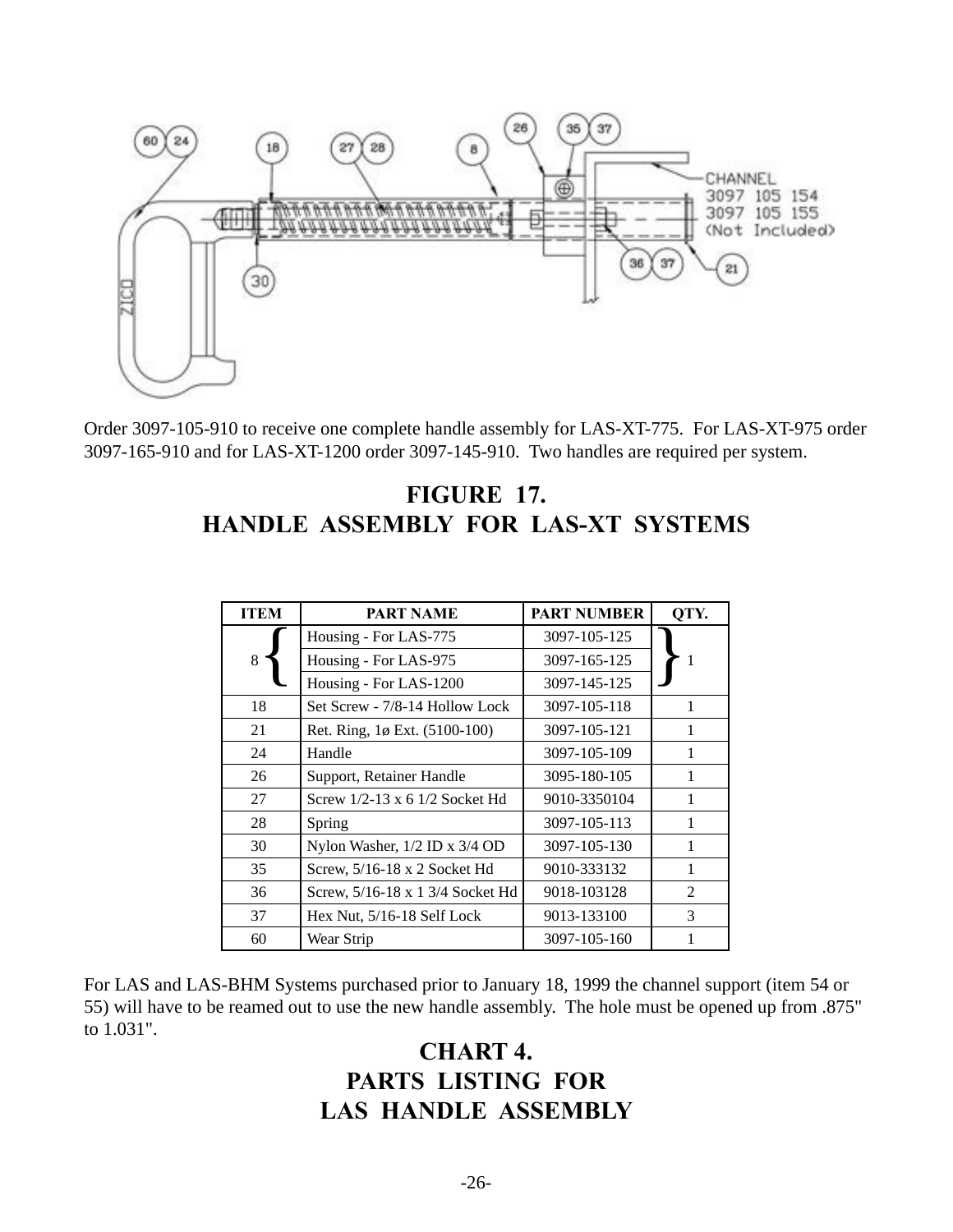Order 3097-105-910 to receive one complete handle assembly for LAS-XT-775. For LAS-XT-975 order 3097-165-910 and for LAS-XT-1200 order 3097-145-910. Two handles are required per system.

## FIGURE 17.
## HANDLE ASSEMBLY FOR LAS-XT SYSTEMS

| ITEM | PART NAME | PART NUMBER | QTY. |
|---|---|---|---|
| 8 | Housing - For LAS-775 | 3097-105-125 | 1 |
| | Housing - For LAS-975 | 3097-165-125 | |
| | Housing - For LAS-1200 | 3097-145-125 | |
| 18 | Set Screw - 7/8-14 Hollow Lock | 3097-105-118 | 1 |
| 21 | Ret. Ring, 1ø Ext. (5100-100) | 3097-105-121 | 1 |
| 24 | Handle | 3097-105-109 | 1 |
| 26 | Support, Retainer Handle | 3095-180-105 | 1 |
| 27 | Screw 1/2-13 x 6 1/2 Socket Hd | 9010-3350104 | 1 |
| 28 | Spring | 3097-105-113 | 1 |
| 30 | Nylon Washer, 1/2 ID x 3/4 OD | 3097-105-130 | 1 |
| 35 | Screw, 5/16-18 x 2 Socket Hd | 9010-333132 | 1 |
| 36 | Screw, 5/16-18 x 1 3/4 Socket Hd | 9018-103128 | 2 |
| 37 | Hex Nut, 5/16-18 Self Lock | 9013-133100 | 3 |
| 60 | Wear Strip | 3097-105-160 | 1 |

For LAS and LAS-BHM Systems purchased prior to January 18, 1999 the channel support (item 54 or 55) will have to be reamed out to use the new handle assembly. The hole must be opened up from .875" to 1.031".

## CHART 4.
## PARTS LISTING FOR
## LAS HANDLE ASSEMBLY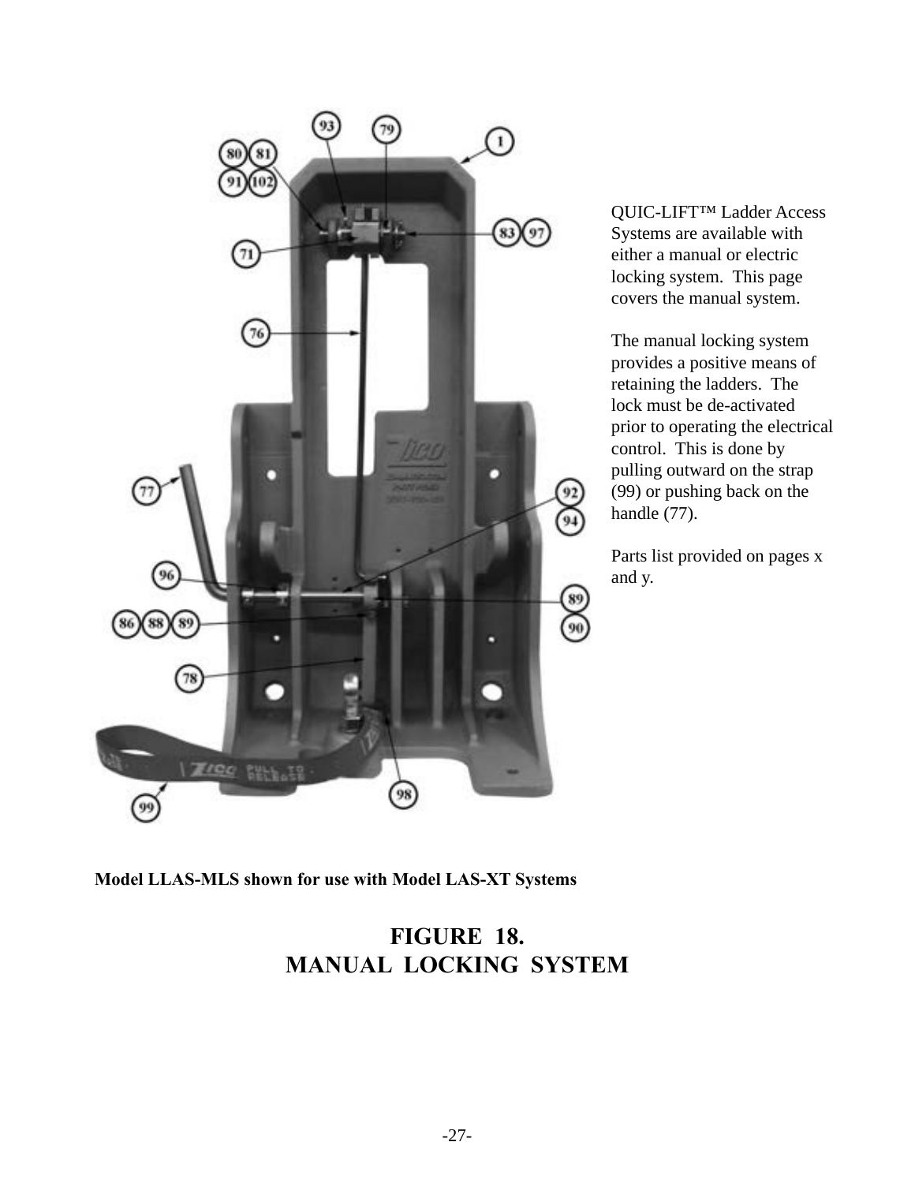QUIC-LIFT™ Ladder Access Systems are available with either a manual or electric locking system.  This page covers the manual system.

The manual locking system provides a positive means of retaining the ladders.  The lock must be de-activated prior to operating the electrical control.  This is done by pulling outward on the strap (99) or pushing back on the handle (77).

Parts list provided on pages x and y.

**Model LLAS-MLS shown for use with Model LAS-XT Systems**

## FIGURE 18.
## MANUAL LOCKING SYSTEM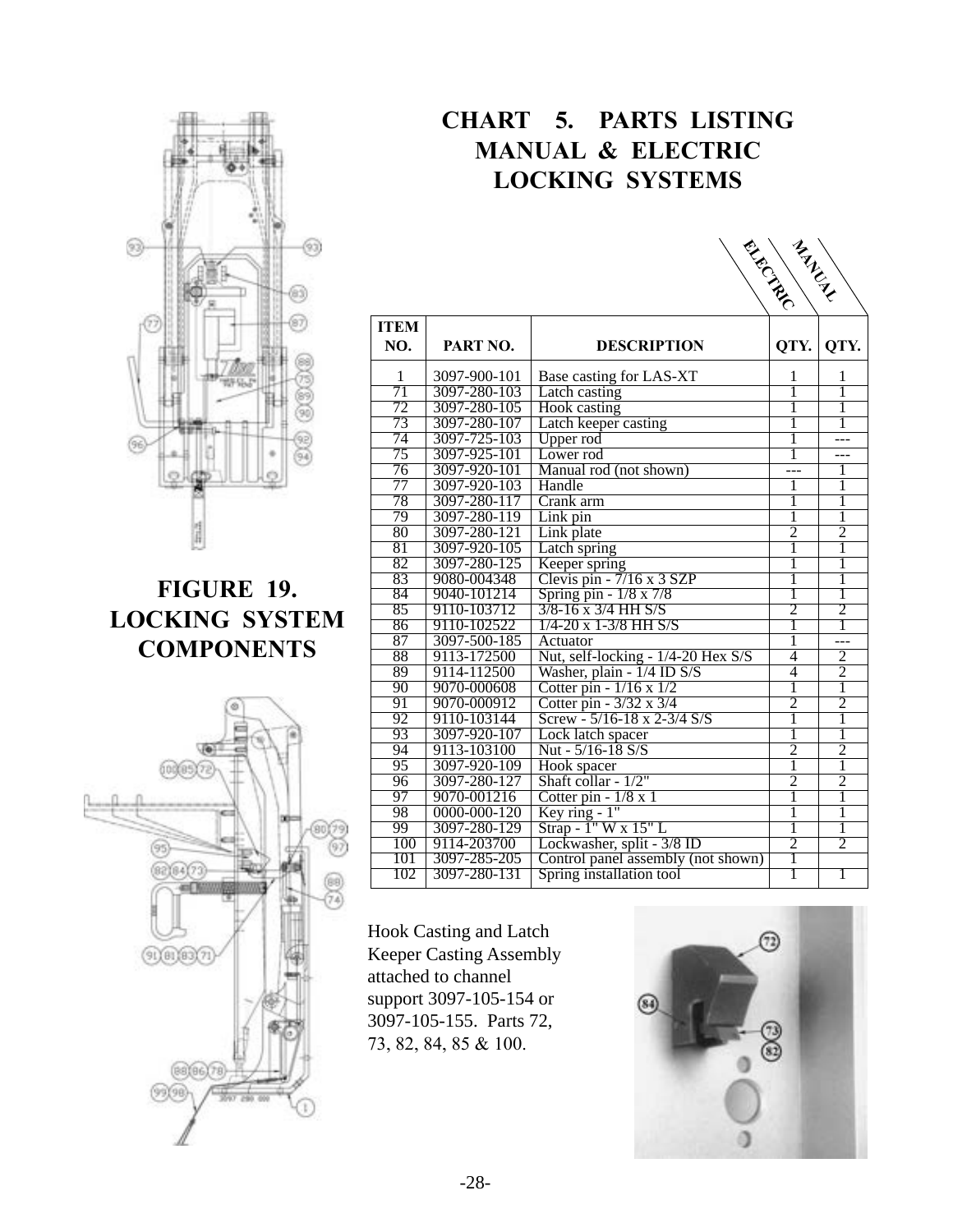## FIGURE 19. LOCKING SYSTEM COMPONENTS

# CHART 5. PARTS LISTING MANUAL & ELECTRIC LOCKING SYSTEMS

| ITEM NO. | PART NO. | DESCRIPTION | ELECTRIC QTY. | MANUAL QTY. |
|---|---|---|---|---|
| 1 | 3097-900-101 | Base casting for LAS-XT | 1 | 1 |
| 71 | 3097-280-103 | Latch casting | 1 | 1 |
| 72 | 3097-280-105 | Hook casting | 1 | 1 |
| 73 | 3097-280-107 | Latch keeper casting | 1 | 1 |
| 74 | 3097-725-103 | Upper rod | 1 | --- |
| 75 | 3097-925-101 | Lower rod | 1 | --- |
| 76 | 3097-920-101 | Manual rod (not shown) | --- | 1 |
| 77 | 3097-920-103 | Handle | 1 | 1 |
| 78 | 3097-280-117 | Crank arm | 1 | 1 |
| 79 | 3097-280-119 | Link pin | 1 | 1 |
| 80 | 3097-280-121 | Link plate | 2 | 2 |
| 81 | 3097-920-105 | Latch spring | 1 | 1 |
| 82 | 3097-280-125 | Keeper spring | 1 | 1 |
| 83 | 9080-004348 | Clevis pin - 7/16 x 3 SZP | 1 | 1 |
| 84 | 9040-101214 | Spring pin - 1/8 x 7/8 | 1 | 1 |
| 85 | 9110-103712 | 3/8-16 x 3/4 HH S/S | 2 | 2 |
| 86 | 9110-102522 | 1/4-20 x 1-3/8 HH S/S | 1 | 1 |
| 87 | 3097-500-185 | Actuator | 1 | --- |
| 88 | 9113-172500 | Nut, self-locking - 1/4-20 Hex S/S | 4 | 2 |
| 89 | 9114-112500 | Washer, plain - 1/4 ID S/S | 4 | 2 |
| 90 | 9070-000608 | Cotter pin - 1/16 x 1/2 | 1 | 1 |
| 91 | 9070-000912 | Cotter pin - 3/32 x 3/4 | 2 | 2 |
| 92 | 9110-103144 | Screw - 5/16-18 x 2-3/4 S/S | 1 | 1 |
| 93 | 3097-920-107 | Lock latch spacer | 1 | 1 |
| 94 | 9113-103100 | Nut - 5/16-18 S/S | 2 | 2 |
| 95 | 3097-920-109 | Hook spacer | 1 | 1 |
| 96 | 3097-280-127 | Shaft collar - 1/2" | 2 | 2 |
| 97 | 9070-001216 | Cotter pin - 1/8 x 1 | 1 | 1 |
| 98 | 0000-000-120 | Key ring - 1" | 1 | 1 |
| 99 | 3097-280-129 | Strap - 1" W x 15" L | 1 | 1 |
| 100 | 9114-203700 | Lockwasher, split - 3/8 ID | 2 | 2 |
| 101 | 3097-285-205 | Control panel assembly (not shown) | 1 | |
| 102 | 3097-280-131 | Spring installation tool | 1 | 1 |

Hook Casting and Latch Keeper Casting Assembly attached to channel support 3097-105-154 or 3097-105-155. Parts 72, 73, 82, 84, 85 & 100.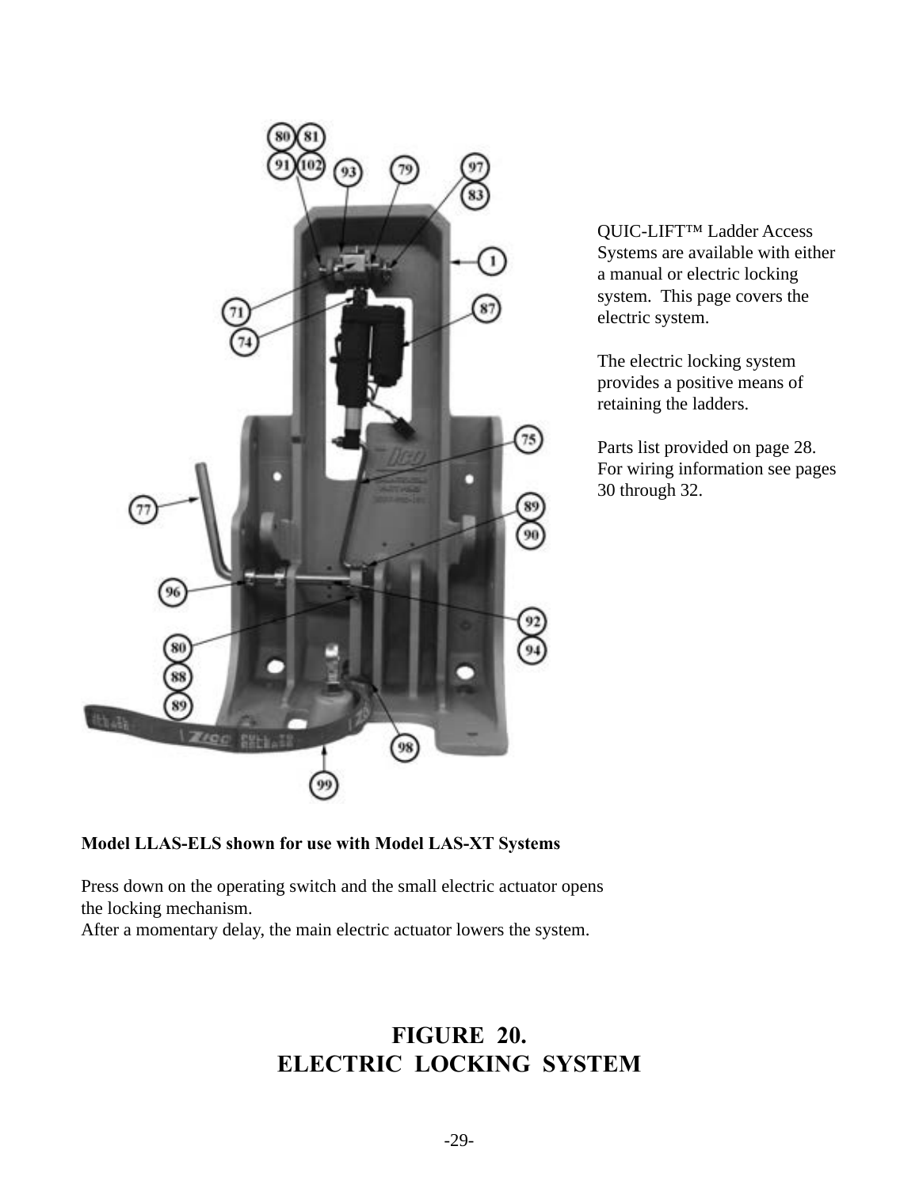QUIC-LIFT™ Ladder Access Systems are available with either a manual or electric locking system. This page covers the electric system.

The electric locking system provides a positive means of retaining the ladders.

Parts list provided on page 28. For wiring information see pages 30 through 32.

**Model LLAS-ELS shown for use with Model LAS-XT Systems**

Press down on the operating switch and the small electric actuator opens the locking mechanism.
After a momentary delay, the main electric actuator lowers the system.

# FIGURE 20.
# ELECTRIC LOCKING SYSTEM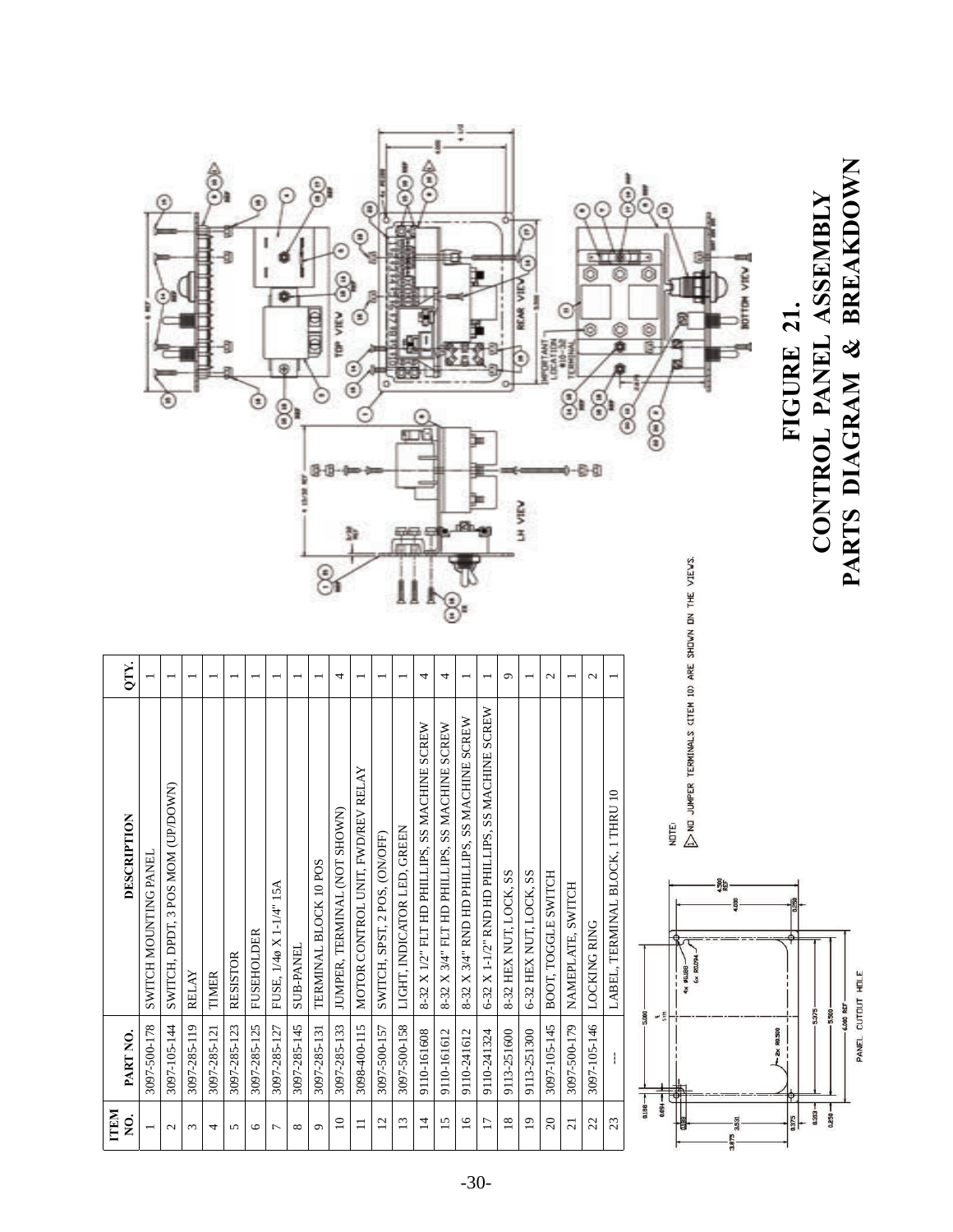| ITEM NO. | PART NO. | DESCRIPTION | QTY. |
|---|---|---|---|
| 1 | 3097-500-178 | SWITCH MOUNTING PANEL | 1 |
| 2 | 3097-105-144 | SWITCH, DPDT, 3 POS MOM (UP/DOWN) | 1 |
| 3 | 3097-285-119 | RELAY | 1 |
| 4 | 3097-285-121 | TIMER | 1 |
| 5 | 3097-285-123 | RESISTOR | 1 |
| 6 | 3097-285-125 | FUSEHOLDER | 1 |
| 7 | 3097-285-127 | FUSE, 1/4ø X 1-1/4" 15A | 1 |
| 8 | 3097-285-145 | SUB-PANEL | 1 |
| 9 | 3097-285-131 | TERMINAL BLOCK 10 POS | 1 |
| 10 | 3097-285-133 | JUMPER, TERMINAL (NOT SHOWN) | 4 |
| 11 | 3098-400-115 | MOTOR CONTROL UNIT, FWD/REV RELAY | 1 |
| 12 | 3097-500-157 | SWITCH, SPST, 2 POS, (ON/OFF) | 1 |
| 13 | 3097-500-158 | LIGHT, INDICATOR LED, GREEN | 1 |
| 14 | 9110-161608 | 8-32 X 1/2" FLT HD PHILLIPS, SS MACHINE SCREW | 4 |
| 15 | 9110-161612 | 8-32 X 3/4" FLT HD PHILLIPS, SS MACHINE SCREW | 4 |
| 16 | 9110-241612 | 8-32 X 3/4" RND HD PHILLIPS, SS MACHINE SCREW | 1 |
| 17 | 9110-241324 | 6-32 X 1-1/2" RND HD PHILLIPS, SS MACHINE SCREW | 1 |
| 18 | 9113-251600 | 8-32 HEX NUT, LOCK, SS | 9 |
| 19 | 9113-251300 | 6-32 HEX NUT, LOCK, SS | 1 |
| 20 | 3097-105-145 | BOOT, TOGGLE SWITCH | 2 |
| 21 | 3097-500-179 | NAMEPLATE, SWITCH | 1 |
| 22 | 3097-105-146 | LOCKING RING | 2 |
| 23 | --- | LABEL, TERMINAL BLOCK, 1 THRU 10 | 1 |

NOTE:
1. NO JUMPER TERMINALS (ITEM 10) ARE SHOWN ON THE VIEWS.

PANEL CUTOUT HOLE

TOP VIEW

REAR VIEW

LH VIEW

BOTTOM VIEW

IMPORTANT LOCATION #10-32 TERMINAL

**FIGURE 21.**
**CONTROL PANEL ASSEMBLY**
**PARTS DIAGRAM & BREAKDOWN**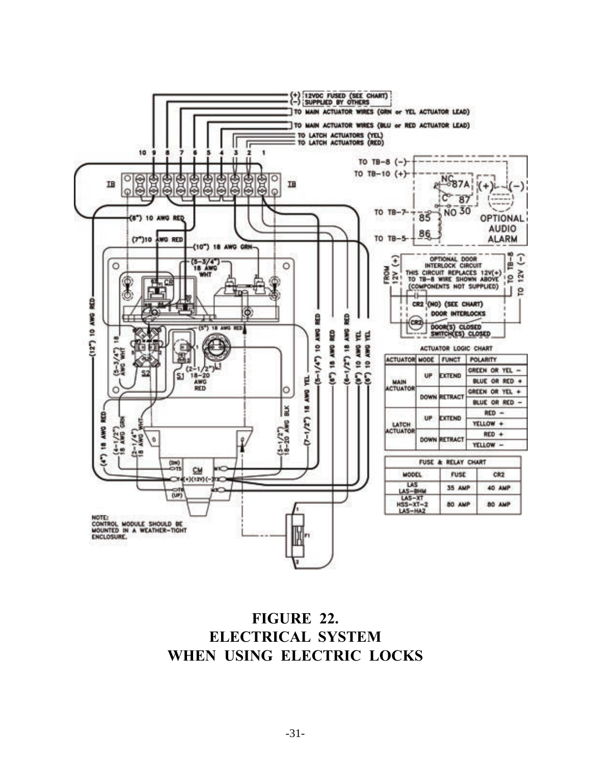| ACTUATOR | MODE | FUNCT | POLARITY |
|---|---|---|---|
| MAIN ACTUATOR | UP | EXTEND | GREEN OR YEL − |
| | | | BLUE OR RED + |
| | DOWN | RETRACT | GREEN OR YEL + |
| | | | BLUE OR RED − |
| LATCH ACTUATOR | UP | EXTEND | RED − |
| | | | YELLOW + |
| | DOWN | RETRACT | RED + |
| | | | YELLOW − |

| MODEL | FUSE | CR2 |
|---|---|---|
| LAS, LAS-BHM | 35 AMP | 40 AMP |
| LAS-XT, HSS-XT-2, LAS-HA2 | 80 AMP | 80 AMP |

NOTE: CONTROL MODULE SHOULD BE MOUNTED IN A WEATHER-TIGHT ENCLOSURE.

**FIGURE 22.**
**ELECTRICAL SYSTEM**
**WHEN USING ELECTRIC LOCKS**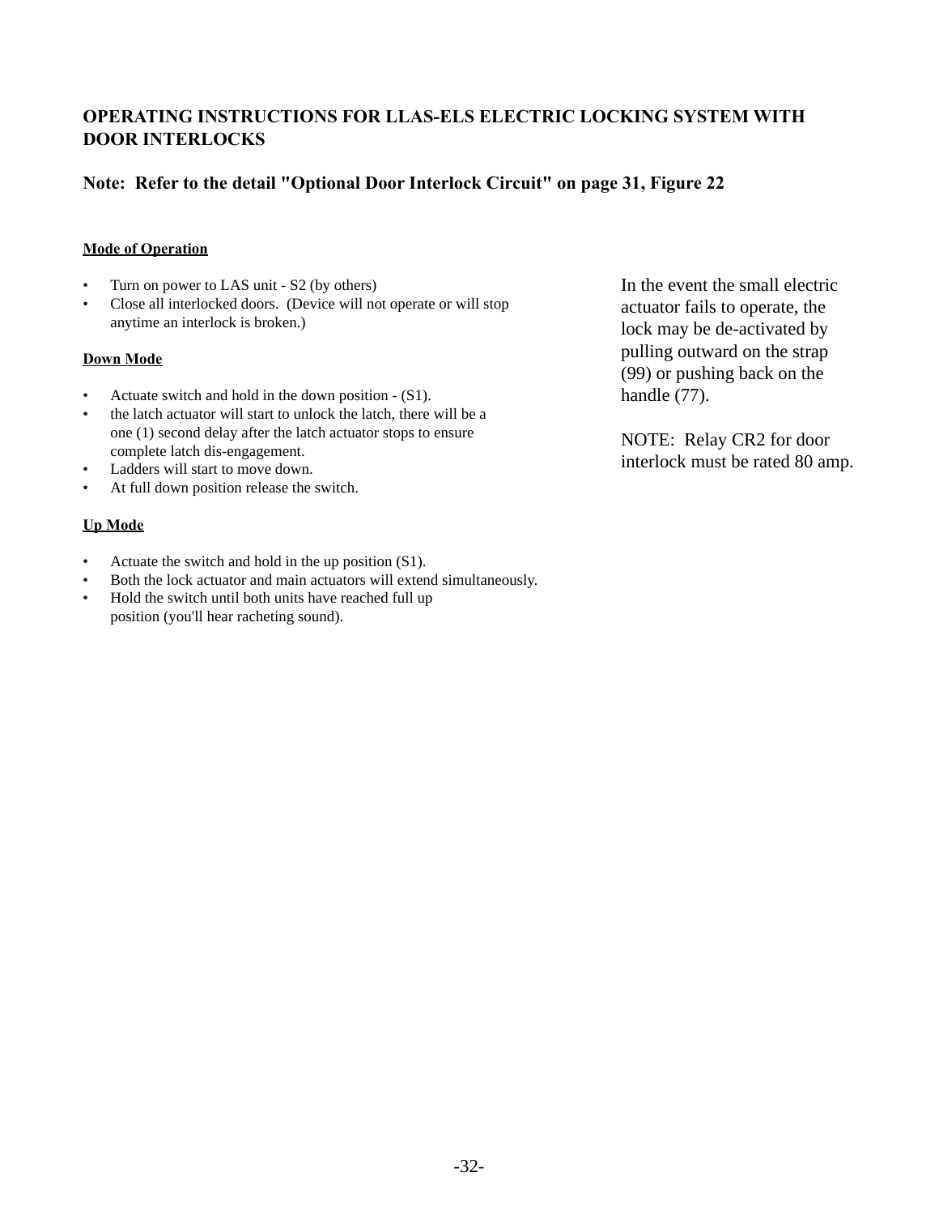## OPERATING INSTRUCTIONS FOR LLAS-ELS ELECTRIC LOCKING SYSTEM WITH DOOR INTERLOCKS

### Note: Refer to the detail "Optional Door Interlock Circuit" on page 31, Figure 22

**<u>Mode of Operation</u>**

- Turn on power to LAS unit - S2 (by others)
- Close all interlocked doors. (Device will not operate or will stop anytime an interlock is broken.)

**<u>Down Mode</u>**

- Actuate switch and hold in the down position - (S1).
- the latch actuator will start to unlock the latch, there will be a one (1) second delay after the latch actuator stops to ensure complete latch dis-engagement.
- Ladders will start to move down.
- At full down position release the switch.

**<u>Up Mode</u>**

- Actuate the switch and hold in the up position (S1).
- Both the lock actuator and main actuators will extend simultaneously.
- Hold the switch until both units have reached full up position (you'll hear racheting sound).

In the event the small electric actuator fails to operate, the lock may be de-activated by pulling outward on the strap (99) or pushing back on the handle (77).

NOTE: Relay CR2 for door interlock must be rated 80 amp.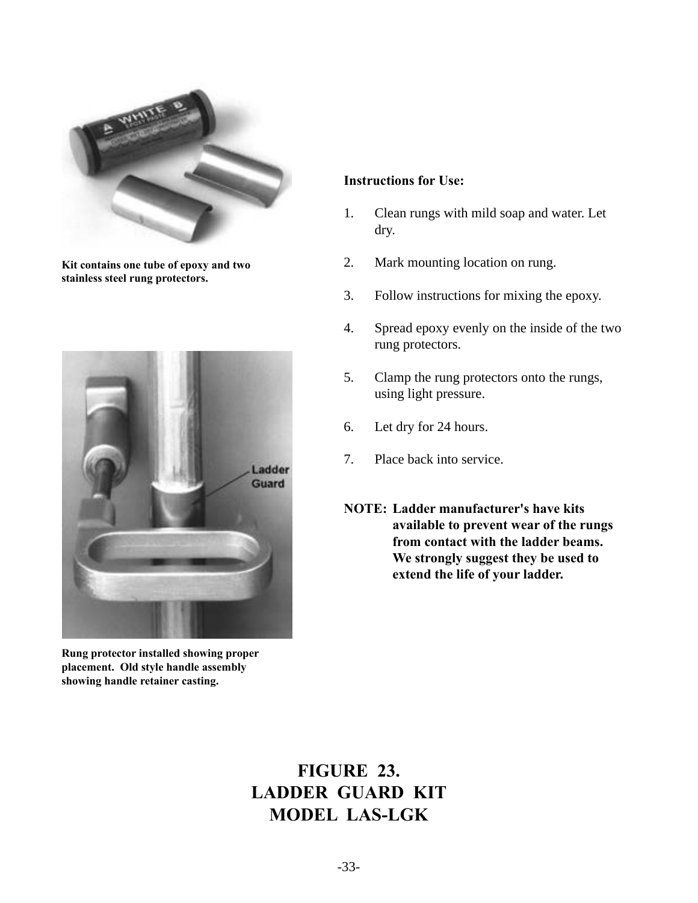Kit contains one tube of epoxy and two stainless steel rung protectors.

Rung protector installed showing proper placement. Old style handle assembly showing handle retainer casting.

**Instructions for Use:**

1. Clean rungs with mild soap and water. Let dry.

2. Mark mounting location on rung.

3. Follow instructions for mixing the epoxy.

4. Spread epoxy evenly on the inside of the two rung protectors.

5. Clamp the rung protectors onto the rungs, using light pressure.

6. Let dry for 24 hours.

7. Place back into service.

**NOTE: Ladder manufacturer's have kits available to prevent wear of the rungs from contact with the ladder beams. We strongly suggest they be used to extend the life of your ladder.**

## FIGURE 23.
## LADDER GUARD KIT
## MODEL LAS-LGK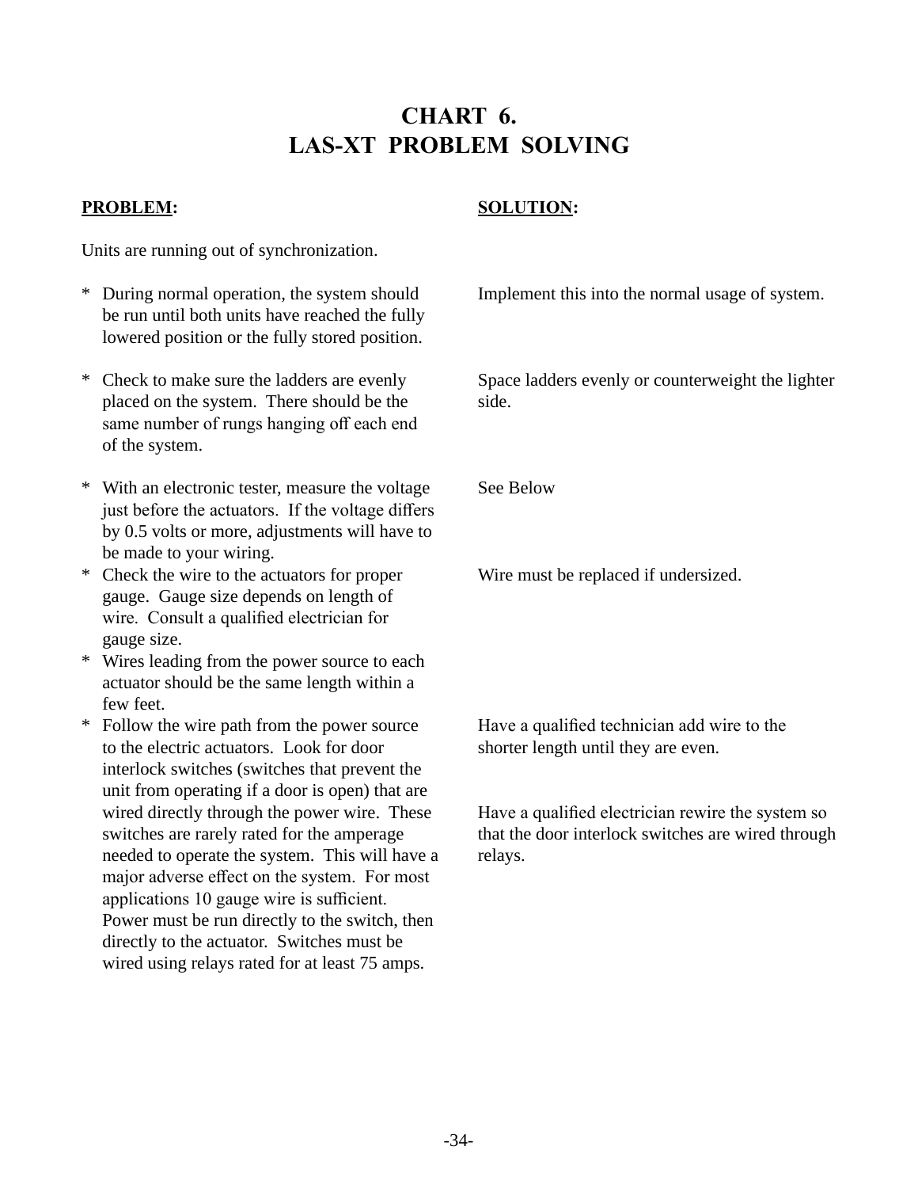# CHART 6.
# LAS-XT PROBLEM SOLVING

| **PROBLEM:** | **SOLUTION:** |
|---|---|
| Units are running out of synchronization. | |
| * During normal operation, the system should be run until both units have reached the fully lowered position or the fully stored position. | Implement this into the normal usage of system. |
| * Check to make sure the ladders are evenly placed on the system. There should be the same number of rungs hanging off each end of the system. | Space ladders evenly or counterweight the lighter side. |
| * With an electronic tester, measure the voltage just before the actuators. If the voltage differs by 0.5 volts or more, adjustments will have to be made to your wiring. | See Below |
| * Check the wire to the actuators for proper gauge. Gauge size depends on length of wire. Consult a qualified electrician for gauge size. | Wire must be replaced if undersized. |
| * Wires leading from the power source to each actuator should be the same length within a few feet. | Have a qualified technician add wire to the shorter length until they are even. |
| * Follow the wire path from the power source to the electric actuators. Look for door interlock switches (switches that prevent the unit from operating if a door is open) that are wired directly through the power wire. These switches are rarely rated for the amperage needed to operate the system. This will have a major adverse effect on the system. For most applications 10 gauge wire is sufficient. Power must be run directly to the switch, then directly to the actuator. Switches must be wired using relays rated for at least 75 amps. | Have a qualified electrician rewire the system so that the door interlock switches are wired through relays. |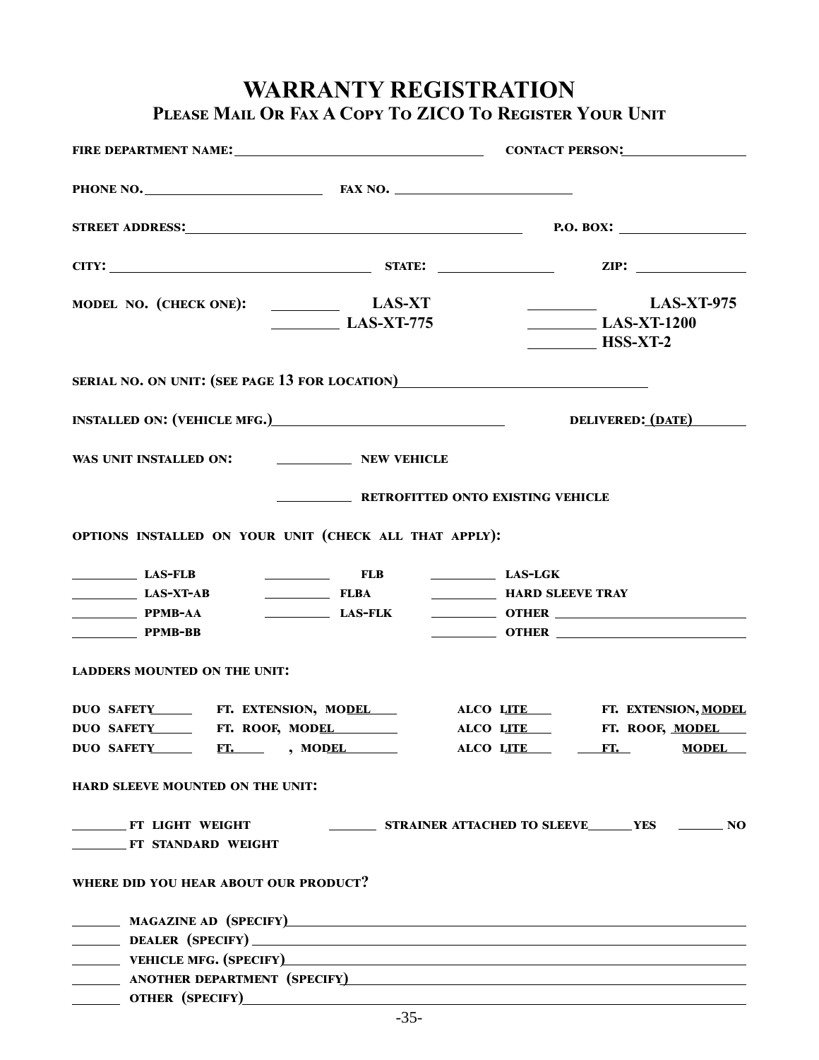# WARRANTY REGISTRATION

## Please Mail Or Fax A Copy To ZICO To Register Your Unit

**FIRE DEPARTMENT NAME:** ____________________ **CONTACT PERSON:** ____________

**PHONE NO.** ______________ **FAX NO.** ______________

**STREET ADDRESS:** ______________________________ **P.O. BOX:** __________

**CITY:** ____________________ **STATE:** __________ **ZIP:** __________

**MODEL NO. (CHECK ONE):**

_____ **LAS-XT**
_____ **LAS-XT-775**
_____ **LAS-XT-975**
_____ **LAS-XT-1200**
_____ **HSS-XT-2**

**SERIAL NO. ON UNIT: (SEE PAGE 13 FOR LOCATION)** ____________________

**INSTALLED ON: (VEHICLE MFG.)** ____________________ **DELIVERED: (DATE)** ________

**WAS UNIT INSTALLED ON:**

_______ **NEW VEHICLE**

_______ **RETROFITTED ONTO EXISTING VEHICLE**

**OPTIONS INSTALLED ON YOUR UNIT (CHECK ALL THAT APPLY):**

| | | |
|---|---|---|
| _____ **LAS-FLB** | _____ **FLB** | _____ **LAS-LGK** |
| _____ **LAS-XT-AB** | _____ **FLBA** | _____ **HARD SLEEVE TRAY** |
| _____ **PPMB-AA** | _____ **LAS-FLK** | _____ **OTHER** ____________ |
| _____ **PPMB-BB** | | _____ **OTHER** ____________ |

**LADDERS MOUNTED ON THE UNIT:**

| | |
|---|---|
| **DUO SAFETY_____ FT. EXTENSION, MODEL____** | **ALCO LITE____ FT. EXTENSION, MODEL** |
| **DUO SAFETY_____ FT. ROOF, MODEL________** | **ALCO LITE____ FT. ROOF, MODEL____** |
| **DUO SAFETY_____ FT.____ , MODEL________** | **ALCO LITE____ ____FT.____ MODEL____** |

**HARD SLEEVE MOUNTED ON THE UNIT:**

_______ **FT LIGHT WEIGHT** _______ **STRAINER ATTACHED TO SLEEVE**_______ **YES** _______ **NO**
_______ **FT STANDARD WEIGHT**

**WHERE DID YOU HEAR ABOUT OUR PRODUCT?**

_____ **MAGAZINE AD (SPECIFY)** ______________________________
_____ **DEALER (SPECIFY)** ______________________________
_____ **VEHICLE MFG. (SPECIFY)** ______________________________
_____ **ANOTHER DEPARTMENT (SPECIFY)** ______________________________
_____ **OTHER (SPECIFY)** ______________________________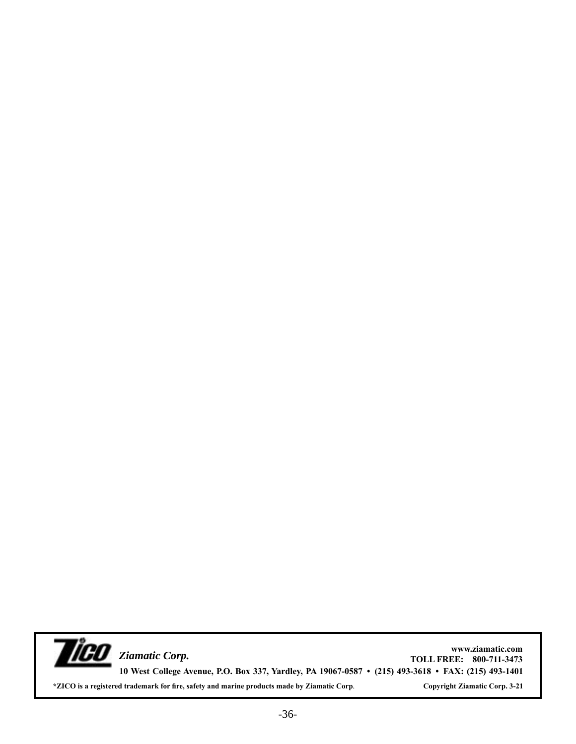Zico *Ziamatic Corp.*

**www.ziamatic.com**
**TOLL FREE: 800-711-3473**

**10 West College Avenue, P.O. Box 337, Yardley, PA 19067-0587 • (215) 493-3618 • FAX: (215) 493-1401**

**\*ZICO is a registered trademark for fire, safety and marine products made by Ziamatic Corp.** **Copyright Ziamatic Corp. 3-21**